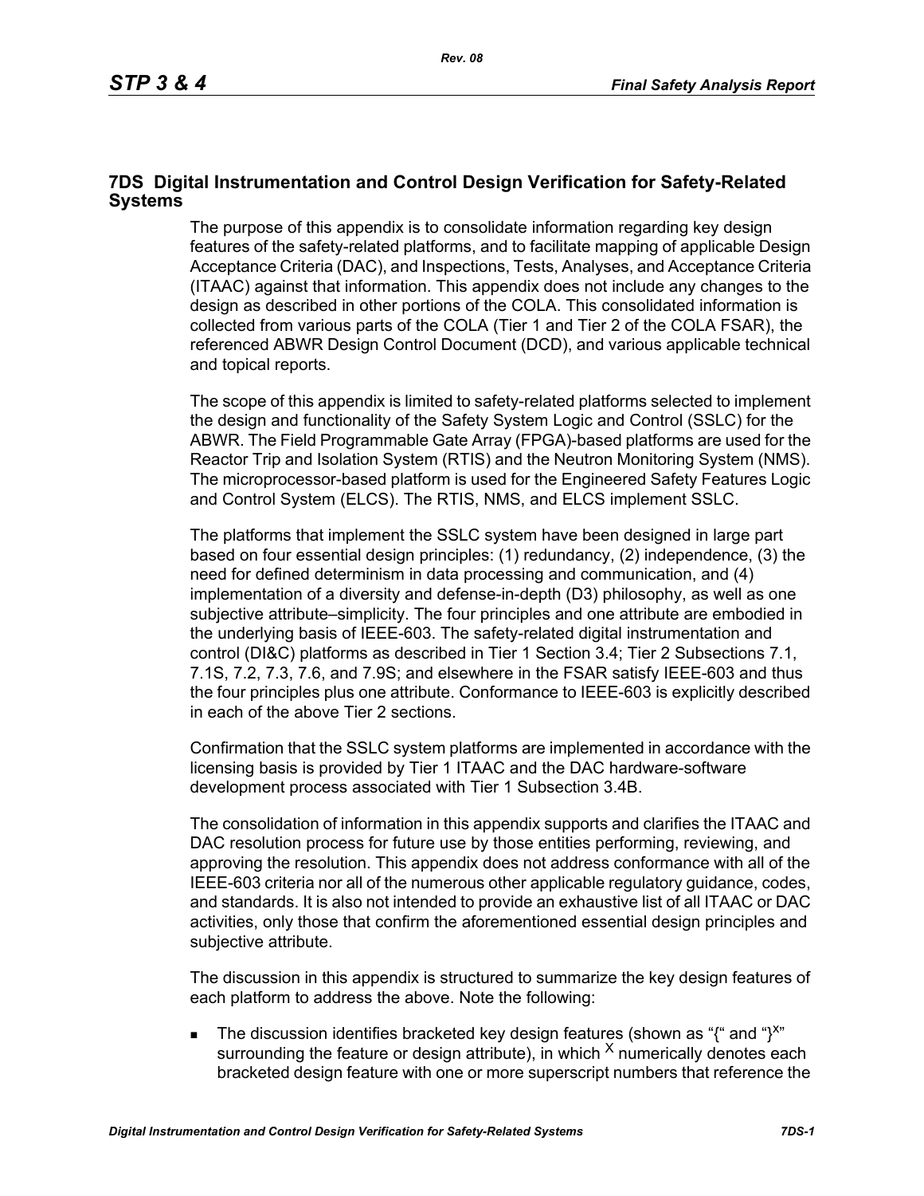# 7DS Digital Instrumentation and Control Design Verification for Safety-Related Systems

The purpose of this appendix is to consolidate information regarding key design features of the safety-related platforms, and to facilitate mapping of applicable Design Acceptance Criteria (DAC), and Inspections, Tests, Analyses, and Acceptance Criteria (ITAAC) against that information. This appendix does not include any changes to the design as described in other portions of the COLA. This consolidated information is collected from various parts of the COLA (Tier 1 and Tier 2 of the COLA FSAR), the referenced ABWR Design Control Document (DCD), and various applicable technical and topical reports.

The scope of this appendix is limited to safety-related platforms selected to implement the design and functionality of the Safety System Logic and Control (SSLC) for the ABWR. The Field Programmable Gate Array (FPGA)-based platforms are used for the Reactor Trip and Isolation System (RTIS) and the Neutron Monitoring System (NMS). The microprocessor-based platform is used for the Engineered Safety Features Logic and Control System (ELCS). The RTIS, NMS, and ELCS implement SSLC.

The platforms that implement the SSLC system have been designed in large part based on four essential design principles: (1) redundancy, (2) independence, (3) the need for defined determinism in data processing and communication, and (4) implementation of a diversity and defense-in-depth (D3) philosophy, as well as one subjective attribute–simplicity. The four principles and one attribute are embodied in the underlying basis of IEEE-603. The safety-related digital instrumentation and control (DI&C) platforms as described in Tier 1 Section 3.4; Tier 2 Subsections 7.1, 7.1S, 7.2, 7.3, 7.6, and 7.9S; and elsewhere in the FSAR satisfy IEEE-603 and thus the four principles plus one attribute. Conformance to IEEE-603 is explicitly described in each of the above Tier 2 sections.

Confirmation that the SSLC system platforms are implemented in accordance with the licensing basis is provided by Tier 1 ITAAC and the DAC hardware-software development process associated with Tier 1 Subsection 3.4B.

The consolidation of information in this appendix supports and clarifies the ITAAC and DAC resolution process for future use by those entities performing, reviewing, and approving the resolution. This appendix does not address conformance with all of the IEEE-603 criteria nor all of the numerous other applicable regulatory guidance, codes, and standards. It is also not intended to provide an exhaustive list of all ITAAC or DAC activities, only those that confirm the aforementioned essential design principles and subjective attribute.

The discussion in this appendix is structured to summarize the key design features of each platform to address the above. Note the following:

- The discussion identifies bracketed key design features (shown as "{" and "}$^{X}$" surrounding the feature or design attribute), in which $^{X}$ numerically denotes each bracketed design feature with one or more superscript numbers that reference the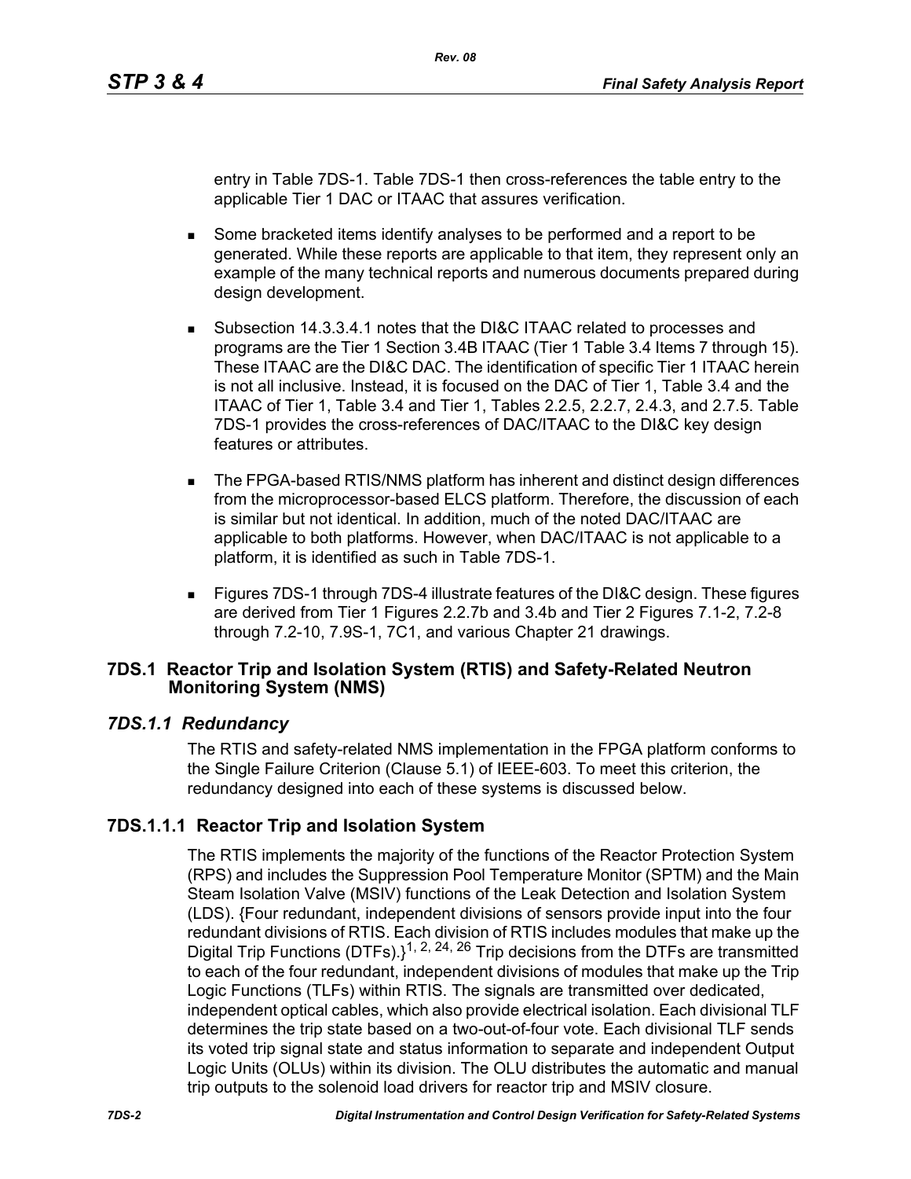entry in Table 7DS-1. Table 7DS-1 then cross-references the table entry to the applicable Tier 1 DAC or ITAAC that assures verification.

- Some bracketed items identify analyses to be performed and a report to be generated. While these reports are applicable to that item, they represent only an example of the many technical reports and numerous documents prepared during design development.
- Subsection 14.3.3.4.1 notes that the DI&C ITAAC related to processes and programs are the Tier 1 Section 3.4B ITAAC (Tier 1 Table 3.4 Items 7 through 15). These ITAAC are the DI&C DAC. The identification of specific Tier 1 ITAAC herein is not all inclusive. Instead, it is focused on the DAC of Tier 1, Table 3.4 and the ITAAC of Tier 1, Table 3.4 and Tier 1, Tables 2.2.5, 2.2.7, 2.4.3, and 2.7.5. Table 7DS-1 provides the cross-references of DAC/ITAAC to the DI&C key design features or attributes.
- The FPGA-based RTIS/NMS platform has inherent and distinct design differences from the microprocessor-based ELCS platform. Therefore, the discussion of each is similar but not identical. In addition, much of the noted DAC/ITAAC are applicable to both platforms. However, when DAC/ITAAC is not applicable to a platform, it is identified as such in Table 7DS-1.
- Figures 7DS-1 through 7DS-4 illustrate features of the DI&C design. These figures are derived from Tier 1 Figures 2.2.7b and 3.4b and Tier 2 Figures 7.1-2, 7.2-8 through 7.2-10, 7.9S-1, 7C1, and various Chapter 21 drawings.

## 7DS.1 Reactor Trip and Isolation System (RTIS) and Safety-Related Neutron Monitoring System (NMS)

### *7DS.1.1 Redundancy*

The RTIS and safety-related NMS implementation in the FPGA platform conforms to the Single Failure Criterion (Clause 5.1) of IEEE-603. To meet this criterion, the redundancy designed into each of these systems is discussed below.

#### 7DS.1.1.1 Reactor Trip and Isolation System

The RTIS implements the majority of the functions of the Reactor Protection System (RPS) and includes the Suppression Pool Temperature Monitor (SPTM) and the Main Steam Isolation Valve (MSIV) functions of the Leak Detection and Isolation System (LDS). {Four redundant, independent divisions of sensors provide input into the four redundant divisions of RTIS. Each division of RTIS includes modules that make up the Digital Trip Functions (DTFs).}[1, 2, 24, 26] Trip decisions from the DTFs are transmitted to each of the four redundant, independent divisions of modules that make up the Trip Logic Functions (TLFs) within RTIS. The signals are transmitted over dedicated, independent optical cables, which also provide electrical isolation. Each divisional TLF determines the trip state based on a two-out-of-four vote. Each divisional TLF sends its voted trip signal state and status information to separate and independent Output Logic Units (OLUs) within its division. The OLU distributes the automatic and manual trip outputs to the solenoid load drivers for reactor trip and MSIV closure.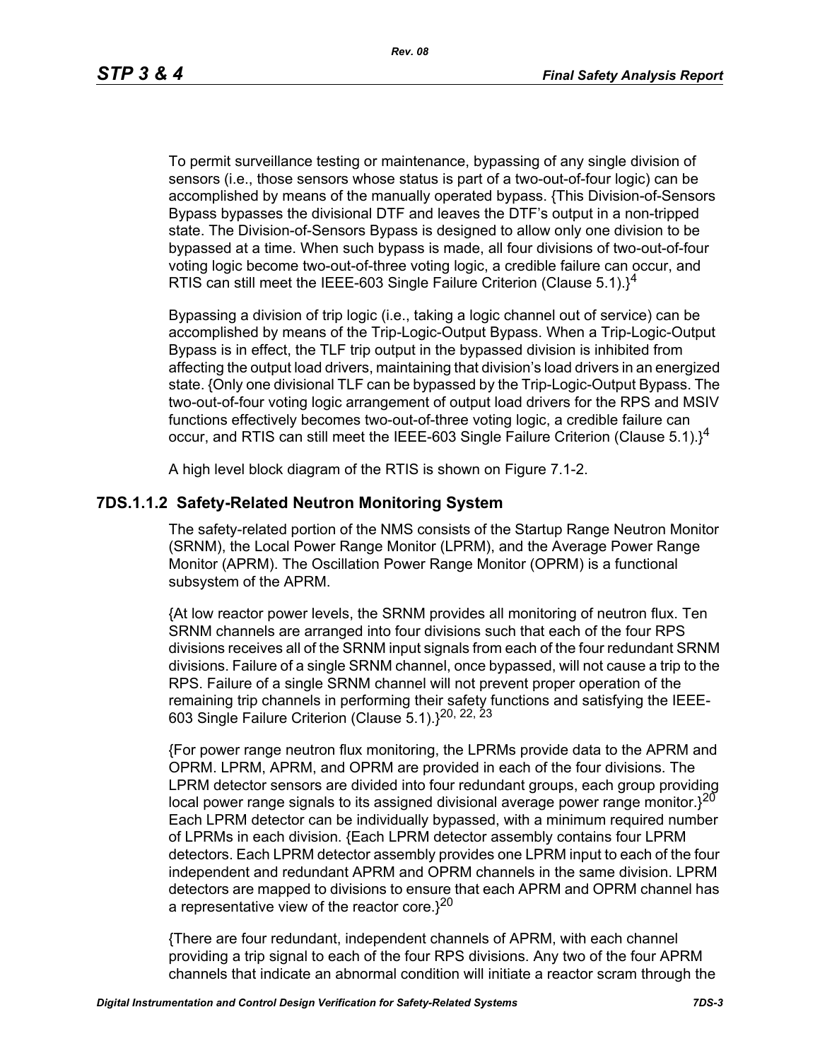To permit surveillance testing or maintenance, bypassing of any single division of sensors (i.e., those sensors whose status is part of a two-out-of-four logic) can be accomplished by means of the manually operated bypass. {This Division-of-Sensors Bypass bypasses the divisional DTF and leaves the DTF's output in a non-tripped state. The Division-of-Sensors Bypass is designed to allow only one division to be bypassed at a time. When such bypass is made, all four divisions of two-out-of-four voting logic become two-out-of-three voting logic, a credible failure can occur, and RTIS can still meet the IEEE-603 Single Failure Criterion (Clause 5.1).}[4]

Bypassing a division of trip logic (i.e., taking a logic channel out of service) can be accomplished by means of the Trip-Logic-Output Bypass. When a Trip-Logic-Output Bypass is in effect, the TLF trip output in the bypassed division is inhibited from affecting the output load drivers, maintaining that division's load drivers in an energized state. {Only one divisional TLF can be bypassed by the Trip-Logic-Output Bypass. The two-out-of-four voting logic arrangement of output load drivers for the RPS and MSIV functions effectively becomes two-out-of-three voting logic, a credible failure can occur, and RTIS can still meet the IEEE-603 Single Failure Criterion (Clause 5.1).}[4]

A high level block diagram of the RTIS is shown on Figure 7.1-2.

### 7DS.1.1.2 Safety-Related Neutron Monitoring System

The safety-related portion of the NMS consists of the Startup Range Neutron Monitor (SRNM), the Local Power Range Monitor (LPRM), and the Average Power Range Monitor (APRM). The Oscillation Power Range Monitor (OPRM) is a functional subsystem of the APRM.

{At low reactor power levels, the SRNM provides all monitoring of neutron flux. Ten SRNM channels are arranged into four divisions such that each of the four RPS divisions receives all of the SRNM input signals from each of the four redundant SRNM divisions. Failure of a single SRNM channel, once bypassed, will not cause a trip to the RPS. Failure of a single SRNM channel will not prevent proper operation of the remaining trip channels in performing their safety functions and satisfying the IEEE-603 Single Failure Criterion (Clause 5.1).}[20, 22, 23]

{For power range neutron flux monitoring, the LPRMs provide data to the APRM and OPRM. LPRM, APRM, and OPRM are provided in each of the four divisions. The LPRM detector sensors are divided into four redundant groups, each group providing local power range signals to its assigned divisional average power range monitor.}[20] Each LPRM detector can be individually bypassed, with a minimum required number of LPRMs in each division. {Each LPRM detector assembly contains four LPRM detectors. Each LPRM detector assembly provides one LPRM input to each of the four independent and redundant APRM and OPRM channels in the same division. LPRM detectors are mapped to divisions to ensure that each APRM and OPRM channel has a representative view of the reactor core.}[20]

{There are four redundant, independent channels of APRM, with each channel providing a trip signal to each of the four RPS divisions. Any two of the four APRM channels that indicate an abnormal condition will initiate a reactor scram through the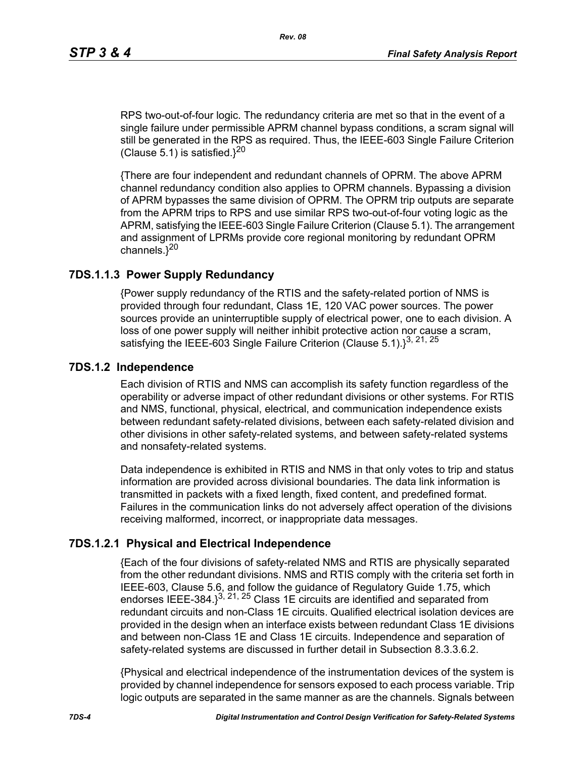RPS two-out-of-four logic. The redundancy criteria are met so that in the event of a single failure under permissible APRM channel bypass conditions, a scram signal will still be generated in the RPS as required. Thus, the IEEE-603 Single Failure Criterion (Clause 5.1) is satisfied.}[20]

{There are four independent and redundant channels of OPRM. The above APRM channel redundancy condition also applies to OPRM channels. Bypassing a division of APRM bypasses the same division of OPRM. The OPRM trip outputs are separate from the APRM trips to RPS and use similar RPS two-out-of-four voting logic as the APRM, satisfying the IEEE-603 Single Failure Criterion (Clause 5.1). The arrangement and assignment of LPRMs provide core regional monitoring by redundant OPRM channels.}[20]

### 7DS.1.1.3 Power Supply Redundancy

{Power supply redundancy of the RTIS and the safety-related portion of NMS is provided through four redundant, Class 1E, 120 VAC power sources. The power sources provide an uninterruptible supply of electrical power, one to each division. A loss of one power supply will neither inhibit protective action nor cause a scram, satisfying the IEEE-603 Single Failure Criterion (Clause 5.1).}[3, 21, 25]

### 7DS.1.2 Independence

Each division of RTIS and NMS can accomplish its safety function regardless of the operability or adverse impact of other redundant divisions or other systems. For RTIS and NMS, functional, physical, electrical, and communication independence exists between redundant safety-related divisions, between each safety-related division and other divisions in other safety-related systems, and between safety-related systems and nonsafety-related systems.

Data independence is exhibited in RTIS and NMS in that only votes to trip and status information are provided across divisional boundaries. The data link information is transmitted in packets with a fixed length, fixed content, and predefined format. Failures in the communication links do not adversely affect operation of the divisions receiving malformed, incorrect, or inappropriate data messages.

### 7DS.1.2.1 Physical and Electrical Independence

{Each of the four divisions of safety-related NMS and RTIS are physically separated from the other redundant divisions. NMS and RTIS comply with the criteria set forth in IEEE-603, Clause 5.6, and follow the guidance of Regulatory Guide 1.75, which endorses IEEE-384.}[3, 21, 25] Class 1E circuits are identified and separated from redundant circuits and non-Class 1E circuits. Qualified electrical isolation devices are provided in the design when an interface exists between redundant Class 1E divisions and between non-Class 1E and Class 1E circuits. Independence and separation of safety-related systems are discussed in further detail in Subsection 8.3.3.6.2.

{Physical and electrical independence of the instrumentation devices of the system is provided by channel independence for sensors exposed to each process variable. Trip logic outputs are separated in the same manner as are the channels. Signals between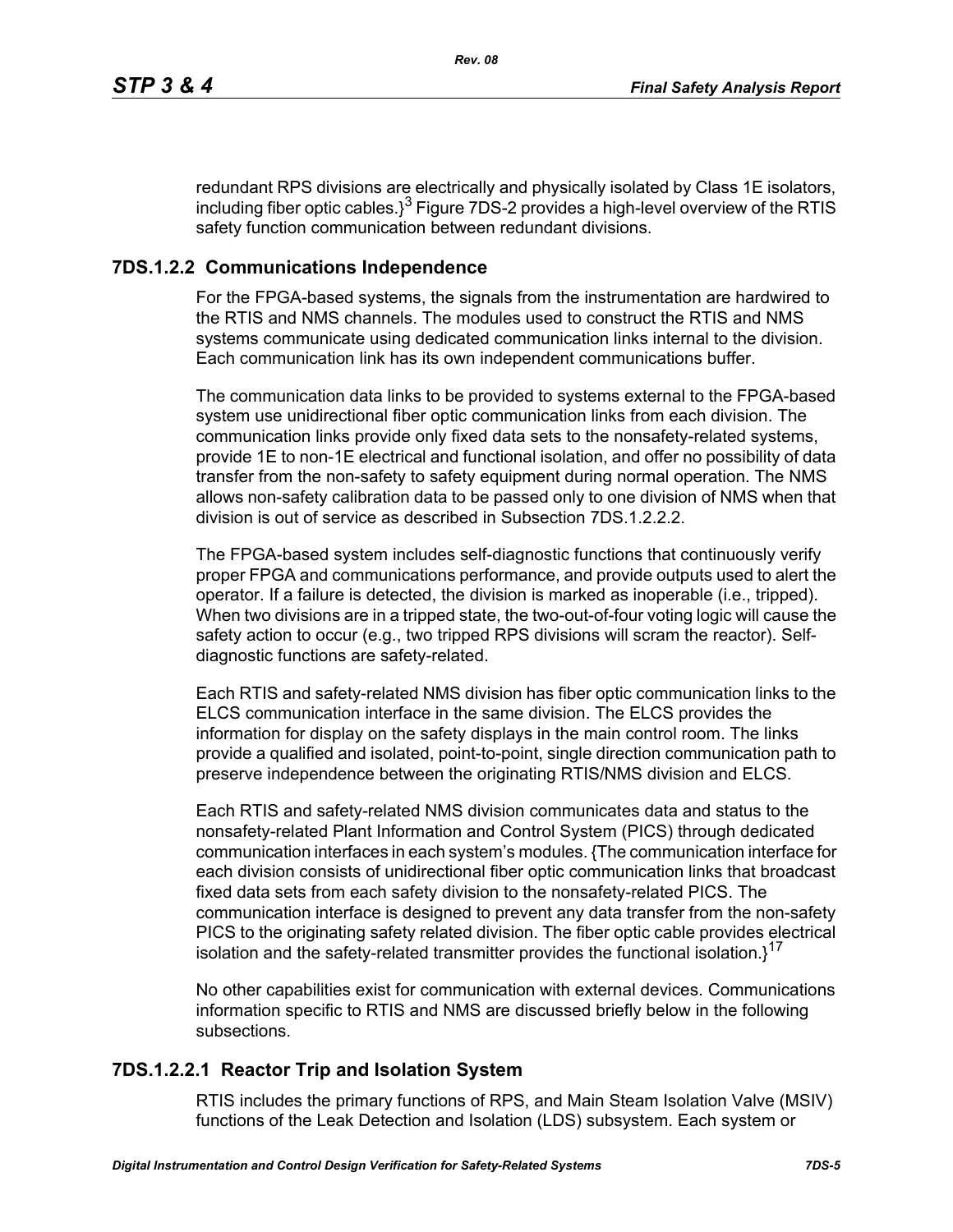redundant RPS divisions are electrically and physically isolated by Class 1E isolators, including fiber optic cables.}[3] Figure 7DS-2 provides a high-level overview of the RTIS safety function communication between redundant divisions.

### 7DS.1.2.2 Communications Independence

For the FPGA-based systems, the signals from the instrumentation are hardwired to the RTIS and NMS channels. The modules used to construct the RTIS and NMS systems communicate using dedicated communication links internal to the division. Each communication link has its own independent communications buffer.

The communication data links to be provided to systems external to the FPGA-based system use unidirectional fiber optic communication links from each division. The communication links provide only fixed data sets to the nonsafety-related systems, provide 1E to non-1E electrical and functional isolation, and offer no possibility of data transfer from the non-safety to safety equipment during normal operation. The NMS allows non-safety calibration data to be passed only to one division of NMS when that division is out of service as described in Subsection 7DS.1.2.2.2.

The FPGA-based system includes self-diagnostic functions that continuously verify proper FPGA and communications performance, and provide outputs used to alert the operator. If a failure is detected, the division is marked as inoperable (i.e., tripped). When two divisions are in a tripped state, the two-out-of-four voting logic will cause the safety action to occur (e.g., two tripped RPS divisions will scram the reactor). Self-diagnostic functions are safety-related.

Each RTIS and safety-related NMS division has fiber optic communication links to the ELCS communication interface in the same division. The ELCS provides the information for display on the safety displays in the main control room. The links provide a qualified and isolated, point-to-point, single direction communication path to preserve independence between the originating RTIS/NMS division and ELCS.

Each RTIS and safety-related NMS division communicates data and status to the nonsafety-related Plant Information and Control System (PICS) through dedicated communication interfaces in each system's modules. {The communication interface for each division consists of unidirectional fiber optic communication links that broadcast fixed data sets from each safety division to the nonsafety-related PICS. The communication interface is designed to prevent any data transfer from the non-safety PICS to the originating safety related division. The fiber optic cable provides electrical isolation and the safety-related transmitter provides the functional isolation.}[17]

No other capabilities exist for communication with external devices. Communications information specific to RTIS and NMS are discussed briefly below in the following subsections.

#### 7DS.1.2.2.1 Reactor Trip and Isolation System

RTIS includes the primary functions of RPS, and Main Steam Isolation Valve (MSIV) functions of the Leak Detection and Isolation (LDS) subsystem. Each system or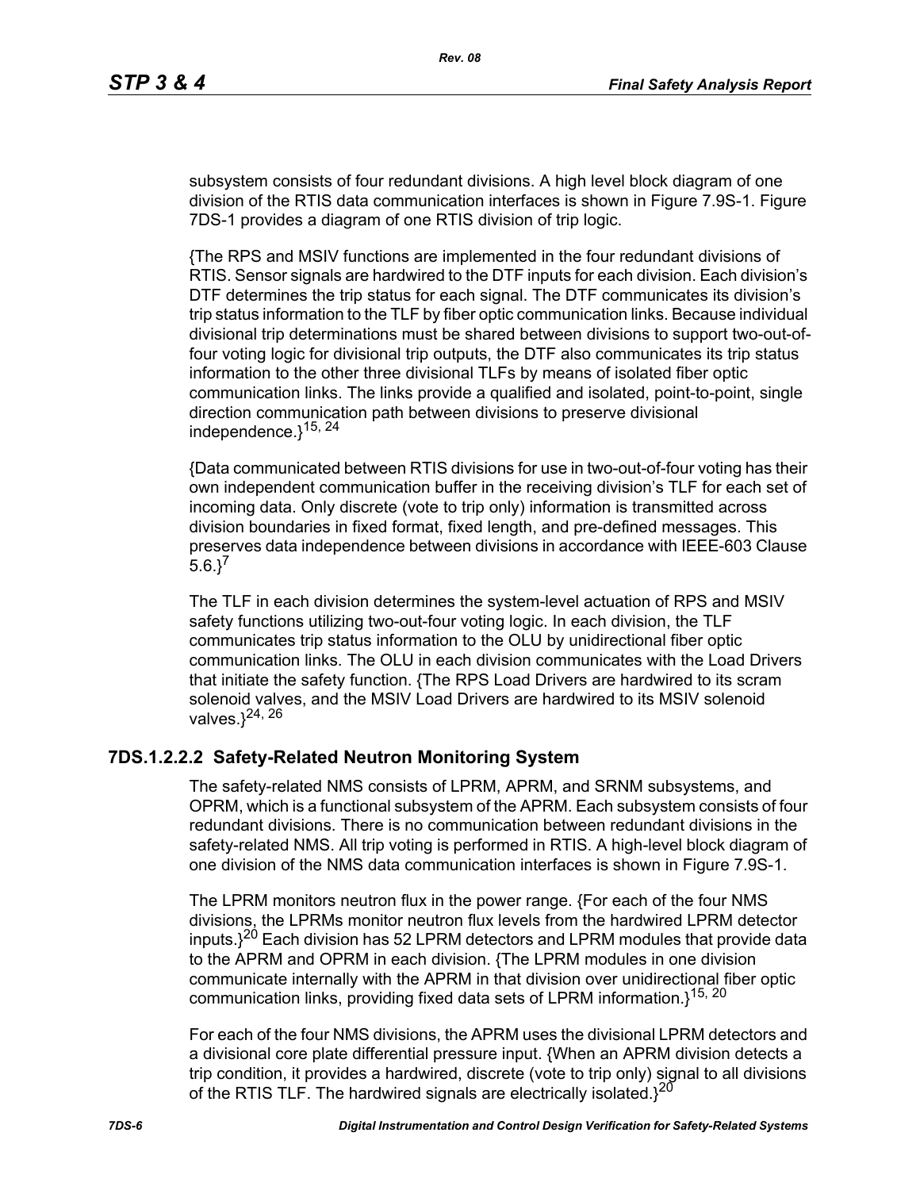subsystem consists of four redundant divisions. A high level block diagram of one division of the RTIS data communication interfaces is shown in Figure 7.9S-1. Figure 7DS-1 provides a diagram of one RTIS division of trip logic.

{The RPS and MSIV functions are implemented in the four redundant divisions of RTIS. Sensor signals are hardwired to the DTF inputs for each division. Each division's DTF determines the trip status for each signal. The DTF communicates its division's trip status information to the TLF by fiber optic communication links. Because individual divisional trip determinations must be shared between divisions to support two-out-of-four voting logic for divisional trip outputs, the DTF also communicates its trip status information to the other three divisional TLFs by means of isolated fiber optic communication links. The links provide a qualified and isolated, point-to-point, single direction communication path between divisions to preserve divisional independence.}[15, 24]

{Data communicated between RTIS divisions for use in two-out-of-four voting has their own independent communication buffer in the receiving division's TLF for each set of incoming data. Only discrete (vote to trip only) information is transmitted across division boundaries in fixed format, fixed length, and pre-defined messages. This preserves data independence between divisions in accordance with IEEE-603 Clause 5.6.}[7]

The TLF in each division determines the system-level actuation of RPS and MSIV safety functions utilizing two-out-four voting logic. In each division, the TLF communicates trip status information to the OLU by unidirectional fiber optic communication links. The OLU in each division communicates with the Load Drivers that initiate the safety function. {The RPS Load Drivers are hardwired to its scram solenoid valves, and the MSIV Load Drivers are hardwired to its MSIV solenoid valves.}[24, 26]

### 7DS.1.2.2.2 Safety-Related Neutron Monitoring System

The safety-related NMS consists of LPRM, APRM, and SRNM subsystems, and OPRM, which is a functional subsystem of the APRM. Each subsystem consists of four redundant divisions. There is no communication between redundant divisions in the safety-related NMS. All trip voting is performed in RTIS. A high-level block diagram of one division of the NMS data communication interfaces is shown in Figure 7.9S-1.

The LPRM monitors neutron flux in the power range. {For each of the four NMS divisions, the LPRMs monitor neutron flux levels from the hardwired LPRM detector inputs.}[20] Each division has 52 LPRM detectors and LPRM modules that provide data to the APRM and OPRM in each division. {The LPRM modules in one division communicate internally with the APRM in that division over unidirectional fiber optic communication links, providing fixed data sets of LPRM information.}[15, 20]

For each of the four NMS divisions, the APRM uses the divisional LPRM detectors and a divisional core plate differential pressure input. {When an APRM division detects a trip condition, it provides a hardwired, discrete (vote to trip only) signal to all divisions of the RTIS TLF. The hardwired signals are electrically isolated.}[20]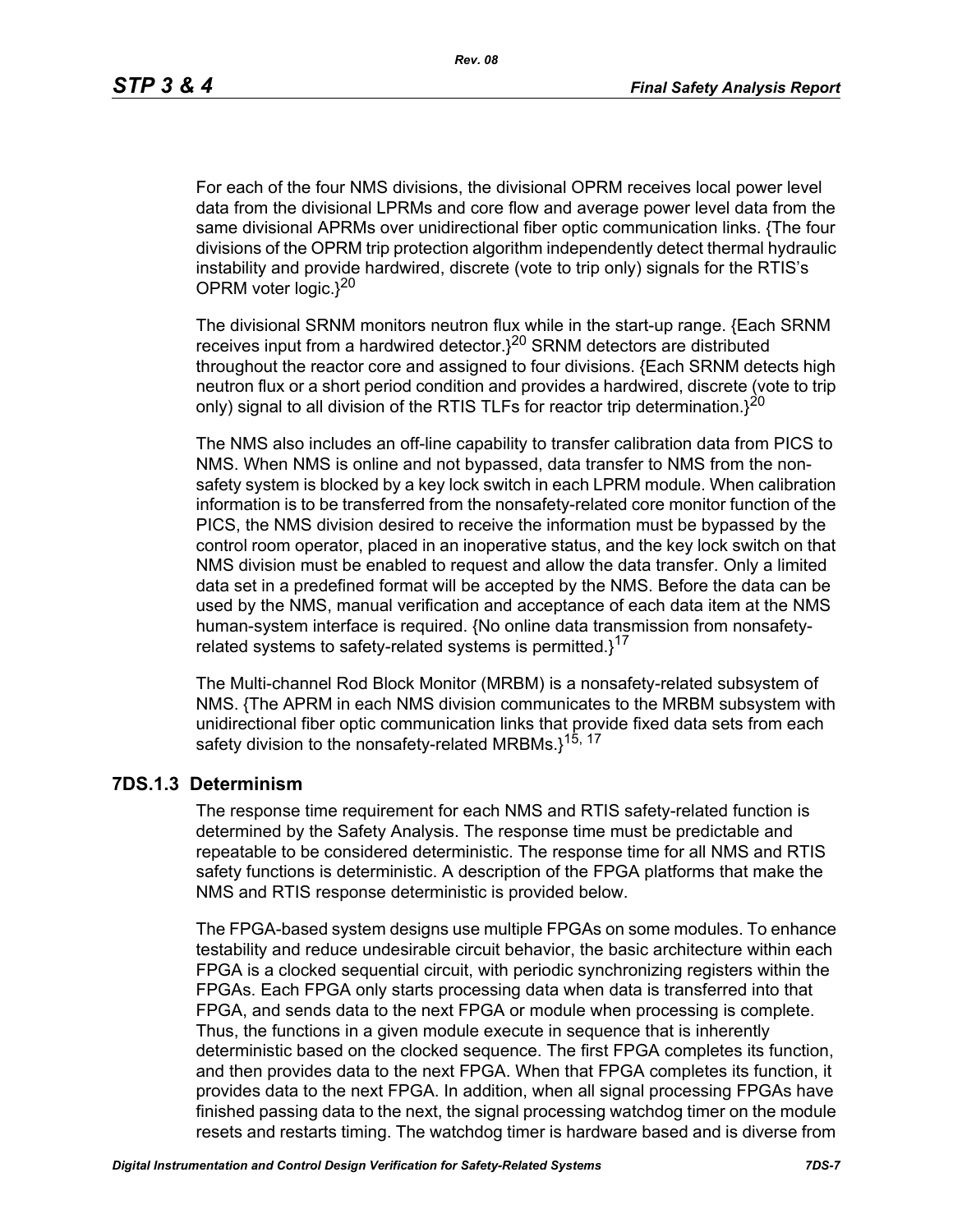For each of the four NMS divisions, the divisional OPRM receives local power level data from the divisional LPRMs and core flow and average power level data from the same divisional APRMs over unidirectional fiber optic communication links. {The four divisions of the OPRM trip protection algorithm independently detect thermal hydraulic instability and provide hardwired, discrete (vote to trip only) signals for the RTIS's OPRM voter logic.}[20]

The divisional SRNM monitors neutron flux while in the start-up range. {Each SRNM receives input from a hardwired detector.}[20] SRNM detectors are distributed throughout the reactor core and assigned to four divisions. {Each SRNM detects high neutron flux or a short period condition and provides a hardwired, discrete (vote to trip only) signal to all division of the RTIS TLFs for reactor trip determination.}[20]

The NMS also includes an off-line capability to transfer calibration data from PICS to NMS. When NMS is online and not bypassed, data transfer to NMS from the non-safety system is blocked by a key lock switch in each LPRM module. When calibration information is to be transferred from the nonsafety-related core monitor function of the PICS, the NMS division desired to receive the information must be bypassed by the control room operator, placed in an inoperative status, and the key lock switch on that NMS division must be enabled to request and allow the data transfer. Only a limited data set in a predefined format will be accepted by the NMS. Before the data can be used by the NMS, manual verification and acceptance of each data item at the NMS human-system interface is required. {No online data transmission from nonsafety-related systems to safety-related systems is permitted.}[17]

The Multi-channel Rod Block Monitor (MRBM) is a nonsafety-related subsystem of NMS. {The APRM in each NMS division communicates to the MRBM subsystem with unidirectional fiber optic communication links that provide fixed data sets from each safety division to the nonsafety-related MRBMs.}[15, 17]

### 7DS.1.3 Determinism

The response time requirement for each NMS and RTIS safety-related function is determined by the Safety Analysis. The response time must be predictable and repeatable to be considered deterministic. The response time for all NMS and RTIS safety functions is deterministic. A description of the FPGA platforms that make the NMS and RTIS response deterministic is provided below.

The FPGA-based system designs use multiple FPGAs on some modules. To enhance testability and reduce undesirable circuit behavior, the basic architecture within each FPGA is a clocked sequential circuit, with periodic synchronizing registers within the FPGAs. Each FPGA only starts processing data when data is transferred into that FPGA, and sends data to the next FPGA or module when processing is complete. Thus, the functions in a given module execute in sequence that is inherently deterministic based on the clocked sequence. The first FPGA completes its function, and then provides data to the next FPGA. When that FPGA completes its function, it provides data to the next FPGA. In addition, when all signal processing FPGAs have finished passing data to the next, the signal processing watchdog timer on the module resets and restarts timing. The watchdog timer is hardware based and is diverse from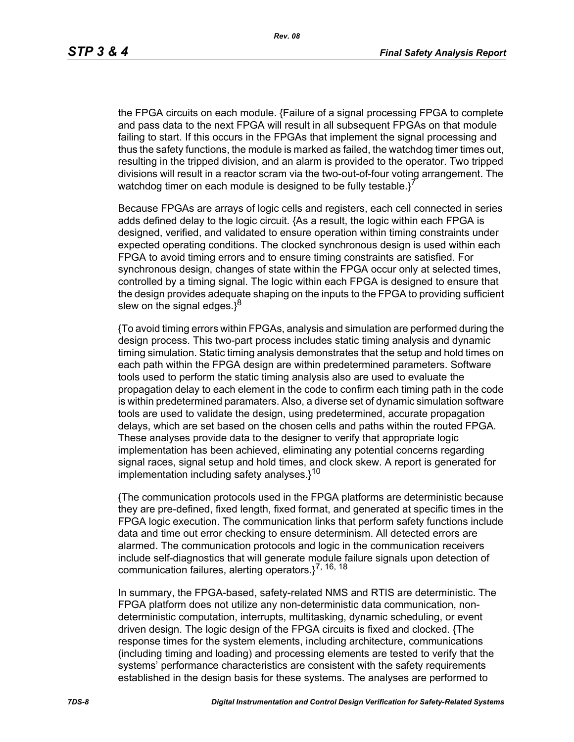the FPGA circuits on each module. {Failure of a signal processing FPGA to complete and pass data to the next FPGA will result in all subsequent FPGAs on that module failing to start. If this occurs in the FPGAs that implement the signal processing and thus the safety functions, the module is marked as failed, the watchdog timer times out, resulting in the tripped division, and an alarm is provided to the operator. Two tripped divisions will result in a reactor scram via the two-out-of-four voting arrangement. The watchdog timer on each module is designed to be fully testable.}[7]

Because FPGAs are arrays of logic cells and registers, each cell connected in series adds defined delay to the logic circuit. {As a result, the logic within each FPGA is designed, verified, and validated to ensure operation within timing constraints under expected operating conditions. The clocked synchronous design is used within each FPGA to avoid timing errors and to ensure timing constraints are satisfied. For synchronous design, changes of state within the FPGA occur only at selected times, controlled by a timing signal. The logic within each FPGA is designed to ensure that the design provides adequate shaping on the inputs to the FPGA to providing sufficient slew on the signal edges.}[8]

{To avoid timing errors within FPGAs, analysis and simulation are performed during the design process. This two-part process includes static timing analysis and dynamic timing simulation. Static timing analysis demonstrates that the setup and hold times on each path within the FPGA design are within predetermined parameters. Software tools used to perform the static timing analysis also are used to evaluate the propagation delay to each element in the code to confirm each timing path in the code is within predetermined paramaters. Also, a diverse set of dynamic simulation software tools are used to validate the design, using predetermined, accurate propagation delays, which are set based on the chosen cells and paths within the routed FPGA. These analyses provide data to the designer to verify that appropriate logic implementation has been achieved, eliminating any potential concerns regarding signal races, signal setup and hold times, and clock skew. A report is generated for implementation including safety analyses.}[10]

{The communication protocols used in the FPGA platforms are deterministic because they are pre-defined, fixed length, fixed format, and generated at specific times in the FPGA logic execution. The communication links that perform safety functions include data and time out error checking to ensure determinism. All detected errors are alarmed. The communication protocols and logic in the communication receivers include self-diagnostics that will generate module failure signals upon detection of communication failures, alerting operators.}[7, 16, 18]

In summary, the FPGA-based, safety-related NMS and RTIS are deterministic. The FPGA platform does not utilize any non-deterministic data communication, non-deterministic computation, interrupts, multitasking, dynamic scheduling, or event driven design. The logic design of the FPGA circuits is fixed and clocked. {The response times for the system elements, including architecture, communications (including timing and loading) and processing elements are tested to verify that the systems' performance characteristics are consistent with the safety requirements established in the design basis for these systems. The analyses are performed to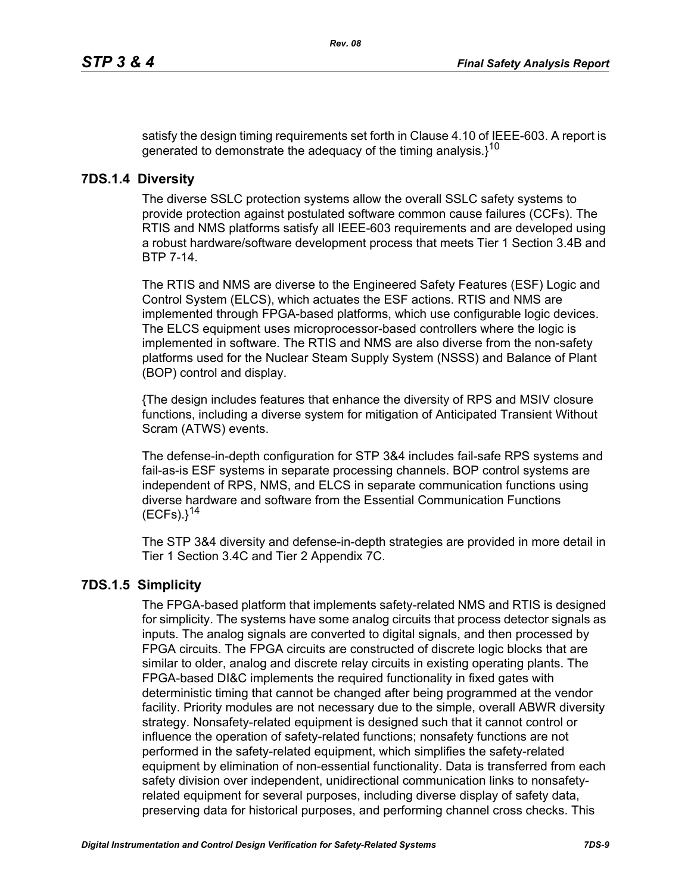satisfy the design timing requirements set forth in Clause 4.10 of IEEE-603. A report is generated to demonstrate the adequacy of the timing analysis.}[10]

### 7DS.1.4 Diversity

The diverse SSLC protection systems allow the overall SSLC safety systems to provide protection against postulated software common cause failures (CCFs). The RTIS and NMS platforms satisfy all IEEE-603 requirements and are developed using a robust hardware/software development process that meets Tier 1 Section 3.4B and BTP 7-14.

The RTIS and NMS are diverse to the Engineered Safety Features (ESF) Logic and Control System (ELCS), which actuates the ESF actions. RTIS and NMS are implemented through FPGA-based platforms, which use configurable logic devices. The ELCS equipment uses microprocessor-based controllers where the logic is implemented in software. The RTIS and NMS are also diverse from the non-safety platforms used for the Nuclear Steam Supply System (NSSS) and Balance of Plant (BOP) control and display.

{The design includes features that enhance the diversity of RPS and MSIV closure functions, including a diverse system for mitigation of Anticipated Transient Without Scram (ATWS) events.

The defense-in-depth configuration for STP 3&4 includes fail-safe RPS systems and fail-as-is ESF systems in separate processing channels. BOP control systems are independent of RPS, NMS, and ELCS in separate communication functions using diverse hardware and software from the Essential Communication Functions (ECFs).}[14]

The STP 3&4 diversity and defense-in-depth strategies are provided in more detail in Tier 1 Section 3.4C and Tier 2 Appendix 7C.

### 7DS.1.5 Simplicity

The FPGA-based platform that implements safety-related NMS and RTIS is designed for simplicity. The systems have some analog circuits that process detector signals as inputs. The analog signals are converted to digital signals, and then processed by FPGA circuits. The FPGA circuits are constructed of discrete logic blocks that are similar to older, analog and discrete relay circuits in existing operating plants. The FPGA-based DI&C implements the required functionality in fixed gates with deterministic timing that cannot be changed after being programmed at the vendor facility. Priority modules are not necessary due to the simple, overall ABWR diversity strategy. Nonsafety-related equipment is designed such that it cannot control or influence the operation of safety-related functions; nonsafety functions are not performed in the safety-related equipment, which simplifies the safety-related equipment by elimination of non-essential functionality. Data is transferred from each safety division over independent, unidirectional communication links to nonsafety-related equipment for several purposes, including diverse display of safety data, preserving data for historical purposes, and performing channel cross checks. This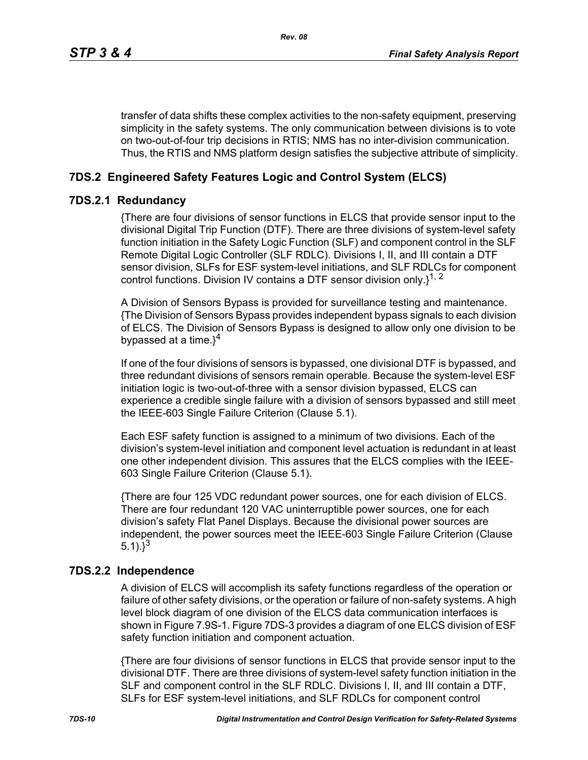transfer of data shifts these complex activities to the non-safety equipment, preserving simplicity in the safety systems. The only communication between divisions is to vote on two-out-of-four trip decisions in RTIS; NMS has no inter-division communication. Thus, the RTIS and NMS platform design satisfies the subjective attribute of simplicity.

## 7DS.2 Engineered Safety Features Logic and Control System (ELCS)

### 7DS.2.1 Redundancy

{There are four divisions of sensor functions in ELCS that provide sensor input to the divisional Digital Trip Function (DTF). There are three divisions of system-level safety function initiation in the Safety Logic Function (SLF) and component control in the SLF Remote Digital Logic Controller (SLF RDLC). Divisions I, II, and III contain a DTF sensor division, SLFs for ESF system-level initiations, and SLF RDLCs for component control functions. Division IV contains a DTF sensor division only.}[1, 2]

A Division of Sensors Bypass is provided for surveillance testing and maintenance. {The Division of Sensors Bypass provides independent bypass signals to each division of ELCS. The Division of Sensors Bypass is designed to allow only one division to be bypassed at a time.}[4]

If one of the four divisions of sensors is bypassed, one divisional DTF is bypassed, and three redundant divisions of sensors remain operable. Because the system-level ESF initiation logic is two-out-of-three with a sensor division bypassed, ELCS can experience a credible single failure with a division of sensors bypassed and still meet the IEEE-603 Single Failure Criterion (Clause 5.1).

Each ESF safety function is assigned to a minimum of two divisions. Each of the division's system-level initiation and component level actuation is redundant in at least one other independent division. This assures that the ELCS complies with the IEEE-603 Single Failure Criterion (Clause 5.1).

{There are four 125 VDC redundant power sources, one for each division of ELCS. There are four redundant 120 VAC uninterruptible power sources, one for each division's safety Flat Panel Displays. Because the divisional power sources are independent, the power sources meet the IEEE-603 Single Failure Criterion (Clause 5.1).}[3]

### 7DS.2.2 Independence

A division of ELCS will accomplish its safety functions regardless of the operation or failure of other safety divisions, or the operation or failure of non-safety systems. A high level block diagram of one division of the ELCS data communication interfaces is shown in Figure 7.9S-1. Figure 7DS-3 provides a diagram of one ELCS division of ESF safety function initiation and component actuation.

{There are four divisions of sensor functions in ELCS that provide sensor input to the divisional DTF. There are three divisions of system-level safety function initiation in the SLF and component control in the SLF RDLC. Divisions I, II, and III contain a DTF, SLFs for ESF system-level initiations, and SLF RDLCs for component control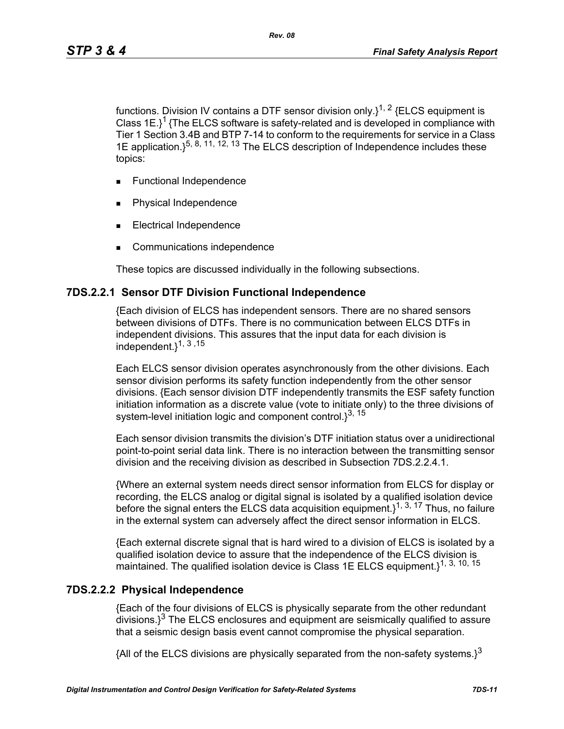functions. Division IV contains a DTF sensor division only.}[1, 2] {ELCS equipment is Class 1E.}[1] {The ELCS software is safety-related and is developed in compliance with Tier 1 Section 3.4B and BTP 7-14 to conform to the requirements for service in a Class 1E application.}[5, 8, 11, 12, 13] The ELCS description of Independence includes these topics:

- Functional Independence
- Physical Independence
- Electrical Independence
- Communications independence

These topics are discussed individually in the following subsections.

### 7DS.2.2.1 Sensor DTF Division Functional Independence

{Each division of ELCS has independent sensors. There are no shared sensors between divisions of DTFs. There is no communication between ELCS DTFs in independent divisions. This assures that the input data for each division is independent.}[1, 3 ,15]

Each ELCS sensor division operates asynchronously from the other divisions. Each sensor division performs its safety function independently from the other sensor divisions. {Each sensor division DTF independently transmits the ESF safety function initiation information as a discrete value (vote to initiate only) to the three divisions of system-level initiation logic and component control.}[3, 15]

Each sensor division transmits the division's DTF initiation status over a unidirectional point-to-point serial data link. There is no interaction between the transmitting sensor division and the receiving division as described in Subsection 7DS.2.2.4.1.

{Where an external system needs direct sensor information from ELCS for display or recording, the ELCS analog or digital signal is isolated by a qualified isolation device before the signal enters the ELCS data acquisition equipment.}[1, 3, 17] Thus, no failure in the external system can adversely affect the direct sensor information in ELCS.

{Each external discrete signal that is hard wired to a division of ELCS is isolated by a qualified isolation device to assure that the independence of the ELCS division is maintained. The qualified isolation device is Class 1E ELCS equipment.}[1, 3, 10, 15]

### 7DS.2.2.2 Physical Independence

{Each of the four divisions of ELCS is physically separate from the other redundant divisions.}[3] The ELCS enclosures and equipment are seismically qualified to assure that a seismic design basis event cannot compromise the physical separation.

{All of the ELCS divisions are physically separated from the non-safety systems.}[3]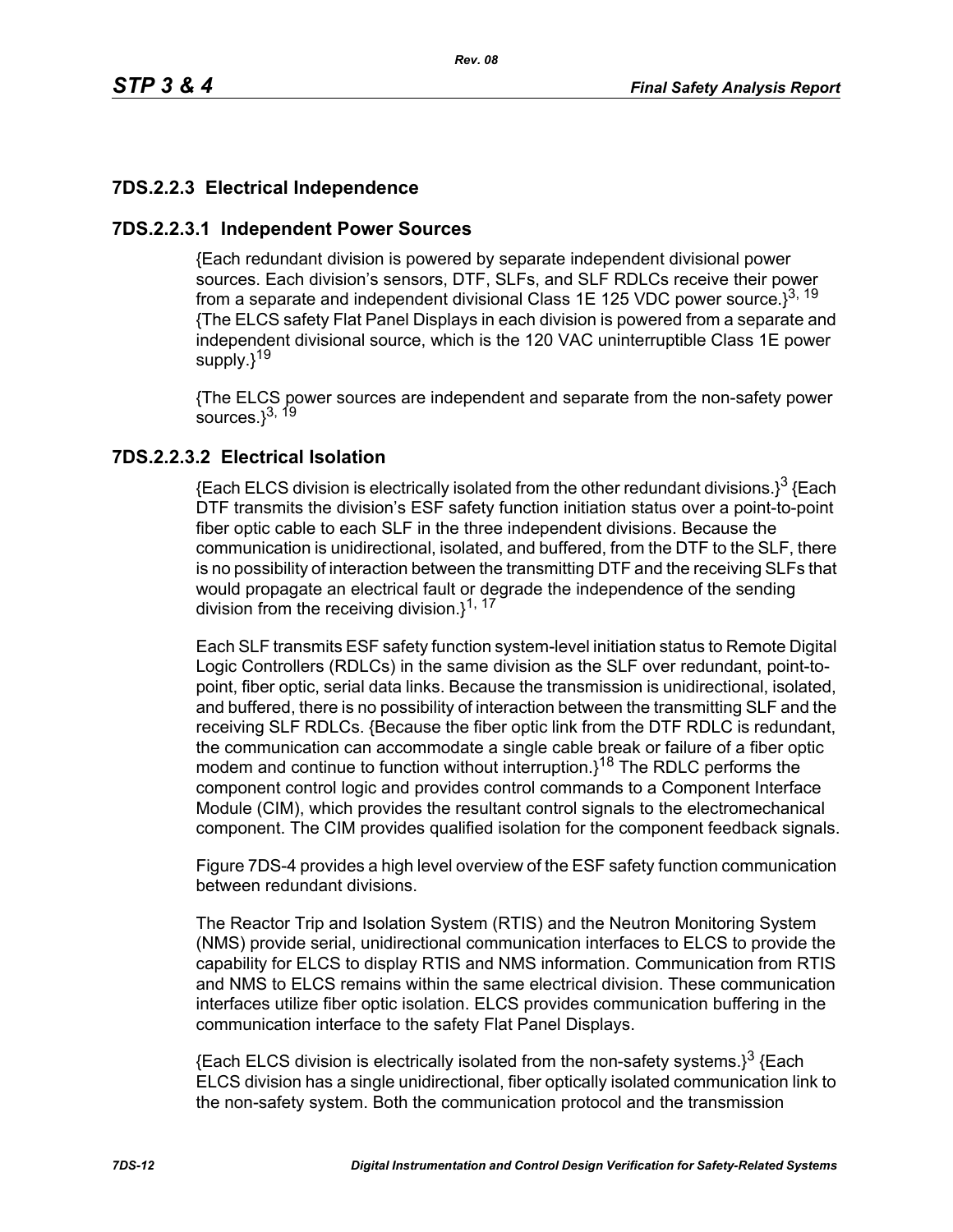### 7DS.2.2.3 Electrical Independence

#### 7DS.2.2.3.1 Independent Power Sources

{Each redundant division is powered by separate independent divisional power sources. Each division's sensors, DTF, SLFs, and SLF RDLCs receive their power from a separate and independent divisional Class 1E 125 VDC power source.}[3, 19] {The ELCS safety Flat Panel Displays in each division is powered from a separate and independent divisional source, which is the 120 VAC uninterruptible Class 1E power supply.}[19]

{The ELCS power sources are independent and separate from the non-safety power sources.}[3, 19]

#### 7DS.2.2.3.2 Electrical Isolation

{Each ELCS division is electrically isolated from the other redundant divisions.}[3] {Each DTF transmits the division's ESF safety function initiation status over a point-to-point fiber optic cable to each SLF in the three independent divisions. Because the communication is unidirectional, isolated, and buffered, from the DTF to the SLF, there is no possibility of interaction between the transmitting DTF and the receiving SLFs that would propagate an electrical fault or degrade the independence of the sending division from the receiving division.}[1, 17]

Each SLF transmits ESF safety function system-level initiation status to Remote Digital Logic Controllers (RDLCs) in the same division as the SLF over redundant, point-to-point, fiber optic, serial data links. Because the transmission is unidirectional, isolated, and buffered, there is no possibility of interaction between the transmitting SLF and the receiving SLF RDLCs. {Because the fiber optic link from the DTF RDLC is redundant, the communication can accommodate a single cable break or failure of a fiber optic modem and continue to function without interruption.}[18] The RDLC performs the component control logic and provides control commands to a Component Interface Module (CIM), which provides the resultant control signals to the electromechanical component. The CIM provides qualified isolation for the component feedback signals.

Figure 7DS-4 provides a high level overview of the ESF safety function communication between redundant divisions.

The Reactor Trip and Isolation System (RTIS) and the Neutron Monitoring System (NMS) provide serial, unidirectional communication interfaces to ELCS to provide the capability for ELCS to display RTIS and NMS information. Communication from RTIS and NMS to ELCS remains within the same electrical division. These communication interfaces utilize fiber optic isolation. ELCS provides communication buffering in the communication interface to the safety Flat Panel Displays.

{Each ELCS division is electrically isolated from the non-safety systems.}[3] {Each ELCS division has a single unidirectional, fiber optically isolated communication link to the non-safety system. Both the communication protocol and the transmission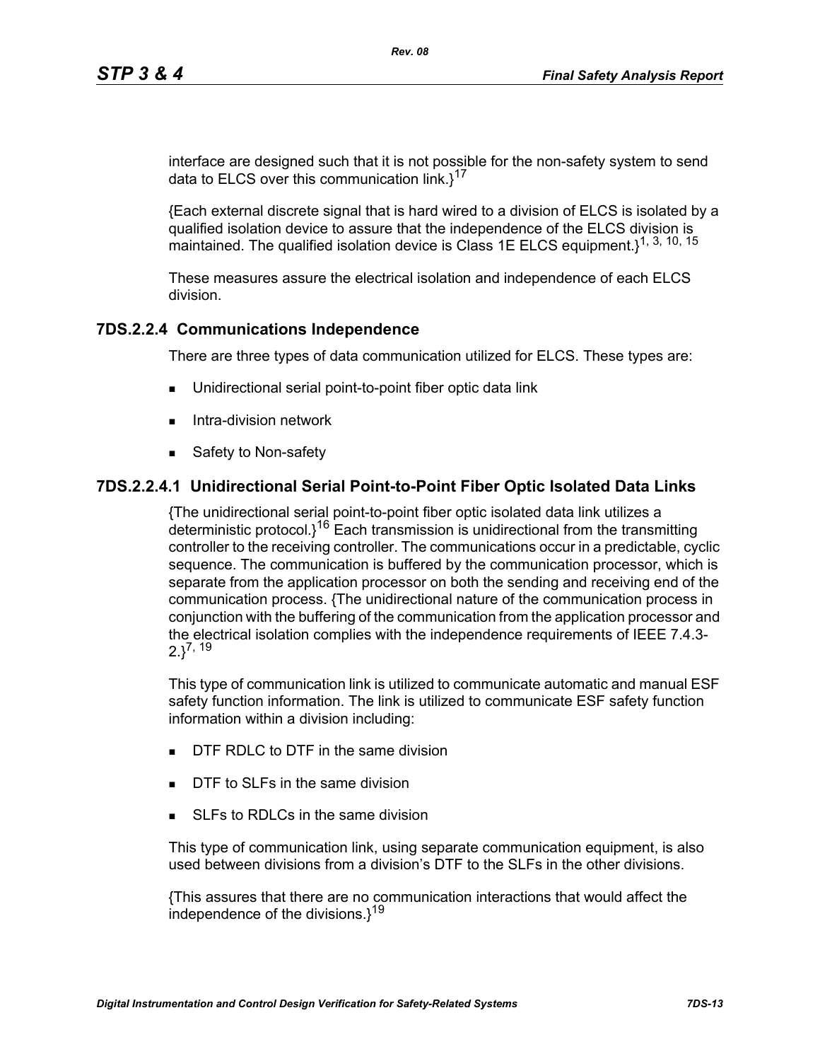interface are designed such that it is not possible for the non-safety system to send data to ELCS over this communication link.}[17]

{Each external discrete signal that is hard wired to a division of ELCS is isolated by a qualified isolation device to assure that the independence of the ELCS division is maintained. The qualified isolation device is Class 1E ELCS equipment.}[1, 3, 10, 15]

These measures assure the electrical isolation and independence of each ELCS division.

### 7DS.2.2.4 Communications Independence

There are three types of data communication utilized for ELCS. These types are:

- Unidirectional serial point-to-point fiber optic data link
- Intra-division network
- Safety to Non-safety

### 7DS.2.2.4.1 Unidirectional Serial Point-to-Point Fiber Optic Isolated Data Links

{The unidirectional serial point-to-point fiber optic isolated data link utilizes a deterministic protocol.}[16] Each transmission is unidirectional from the transmitting controller to the receiving controller. The communications occur in a predictable, cyclic sequence. The communication is buffered by the communication processor, which is separate from the application processor on both the sending and receiving end of the communication process. {The unidirectional nature of the communication process in conjunction with the buffering of the communication from the application processor and the electrical isolation complies with the independence requirements of IEEE 7.4.3-2.}[7, 19]

This type of communication link is utilized to communicate automatic and manual ESF safety function information. The link is utilized to communicate ESF safety function information within a division including:

- DTF RDLC to DTF in the same division
- DTF to SLFs in the same division
- SLFs to RDLCs in the same division

This type of communication link, using separate communication equipment, is also used between divisions from a division's DTF to the SLFs in the other divisions.

{This assures that there are no communication interactions that would affect the independence of the divisions.}[19]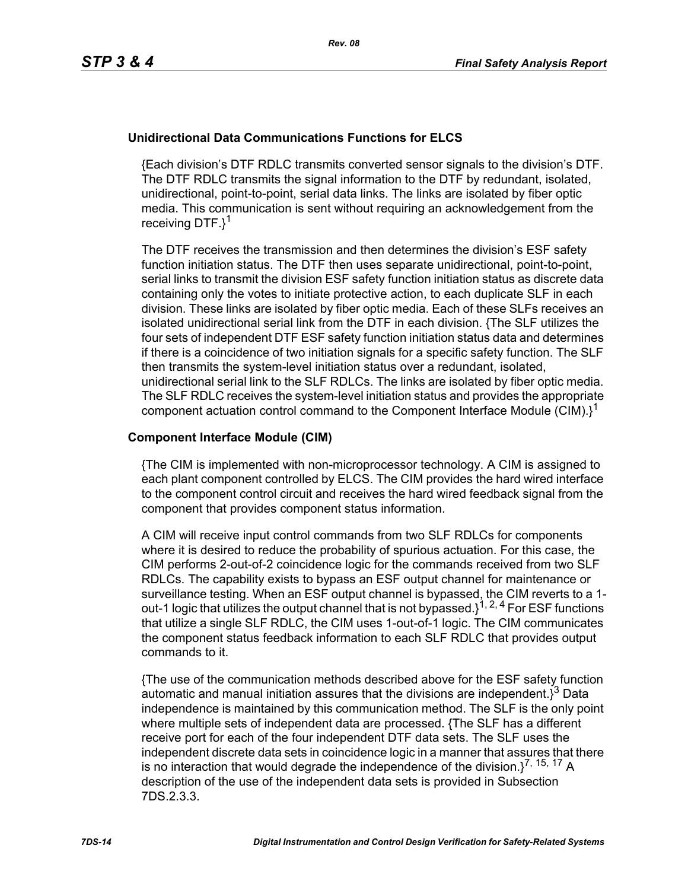### Unidirectional Data Communications Functions for ELCS

{Each division's DTF RDLC transmits converted sensor signals to the division's DTF. The DTF RDLC transmits the signal information to the DTF by redundant, isolated, unidirectional, point-to-point, serial data links. The links are isolated by fiber optic media. This communication is sent without requiring an acknowledgement from the receiving DTF.}[1]

The DTF receives the transmission and then determines the division's ESF safety function initiation status. The DTF then uses separate unidirectional, point-to-point, serial links to transmit the division ESF safety function initiation status as discrete data containing only the votes to initiate protective action, to each duplicate SLF in each division. These links are isolated by fiber optic media. Each of these SLFs receives an isolated unidirectional serial link from the DTF in each division. {The SLF utilizes the four sets of independent DTF ESF safety function initiation status data and determines if there is a coincidence of two initiation signals for a specific safety function. The SLF then transmits the system-level initiation status over a redundant, isolated, unidirectional serial link to the SLF RDLCs. The links are isolated by fiber optic media. The SLF RDLC receives the system-level initiation status and provides the appropriate component actuation control command to the Component Interface Module (CIM).}[1]

### Component Interface Module (CIM)

{The CIM is implemented with non-microprocessor technology. A CIM is assigned to each plant component controlled by ELCS. The CIM provides the hard wired interface to the component control circuit and receives the hard wired feedback signal from the component that provides component status information.

A CIM will receive input control commands from two SLF RDLCs for components where it is desired to reduce the probability of spurious actuation. For this case, the CIM performs 2-out-of-2 coincidence logic for the commands received from two SLF RDLCs. The capability exists to bypass an ESF output channel for maintenance or surveillance testing. When an ESF output channel is bypassed, the CIM reverts to a 1-out-1 logic that utilizes the output channel that is not bypassed.}[1, 2, 4] For ESF functions that utilize a single SLF RDLC, the CIM uses 1-out-of-1 logic. The CIM communicates the component status feedback information to each SLF RDLC that provides output commands to it.

{The use of the communication methods described above for the ESF safety function automatic and manual initiation assures that the divisions are independent.}[3] Data independence is maintained by this communication method. The SLF is the only point where multiple sets of independent data are processed. {The SLF has a different receive port for each of the four independent DTF data sets. The SLF uses the independent discrete data sets in coincidence logic in a manner that assures that there is no interaction that would degrade the independence of the division.}[7, 15, 17] A description of the use of the independent data sets is provided in Subsection 7DS.2.3.3.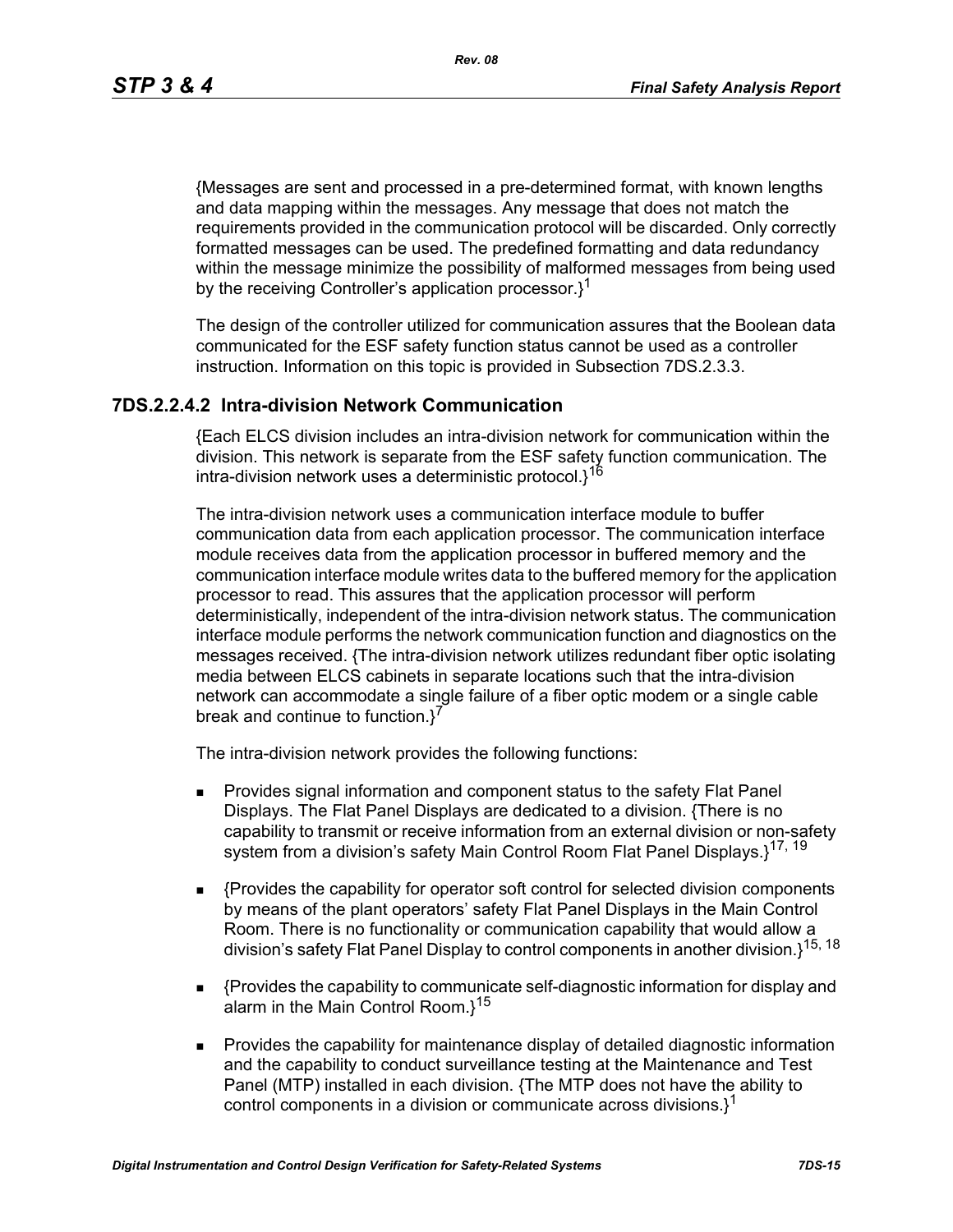{Messages are sent and processed in a pre-determined format, with known lengths and data mapping within the messages. Any message that does not match the requirements provided in the communication protocol will be discarded. Only correctly formatted messages can be used. The predefined formatting and data redundancy within the message minimize the possibility of malformed messages from being used by the receiving Controller's application processor.}[1]

The design of the controller utilized for communication assures that the Boolean data communicated for the ESF safety function status cannot be used as a controller instruction. Information on this topic is provided in Subsection 7DS.2.3.3.

### 7DS.2.2.4.2 Intra-division Network Communication

{Each ELCS division includes an intra-division network for communication within the division. This network is separate from the ESF safety function communication. The intra-division network uses a deterministic protocol.}[16]

The intra-division network uses a communication interface module to buffer communication data from each application processor. The communication interface module receives data from the application processor in buffered memory and the communication interface module writes data to the buffered memory for the application processor to read. This assures that the application processor will perform deterministically, independent of the intra-division network status. The communication interface module performs the network communication function and diagnostics on the messages received. {The intra-division network utilizes redundant fiber optic isolating media between ELCS cabinets in separate locations such that the intra-division network can accommodate a single failure of a fiber optic modem or a single cable break and continue to function.}[7]

The intra-division network provides the following functions:

- Provides signal information and component status to the safety Flat Panel Displays. The Flat Panel Displays are dedicated to a division. {There is no capability to transmit or receive information from an external division or non-safety system from a division's safety Main Control Room Flat Panel Displays.}[17, 19]
- {Provides the capability for operator soft control for selected division components by means of the plant operators' safety Flat Panel Displays in the Main Control Room. There is no functionality or communication capability that would allow a division's safety Flat Panel Display to control components in another division.}[15, 18]
- {Provides the capability to communicate self-diagnostic information for display and alarm in the Main Control Room.}[15]
- Provides the capability for maintenance display of detailed diagnostic information and the capability to conduct surveillance testing at the Maintenance and Test Panel (MTP) installed in each division. {The MTP does not have the ability to control components in a division or communicate across divisions.}[1]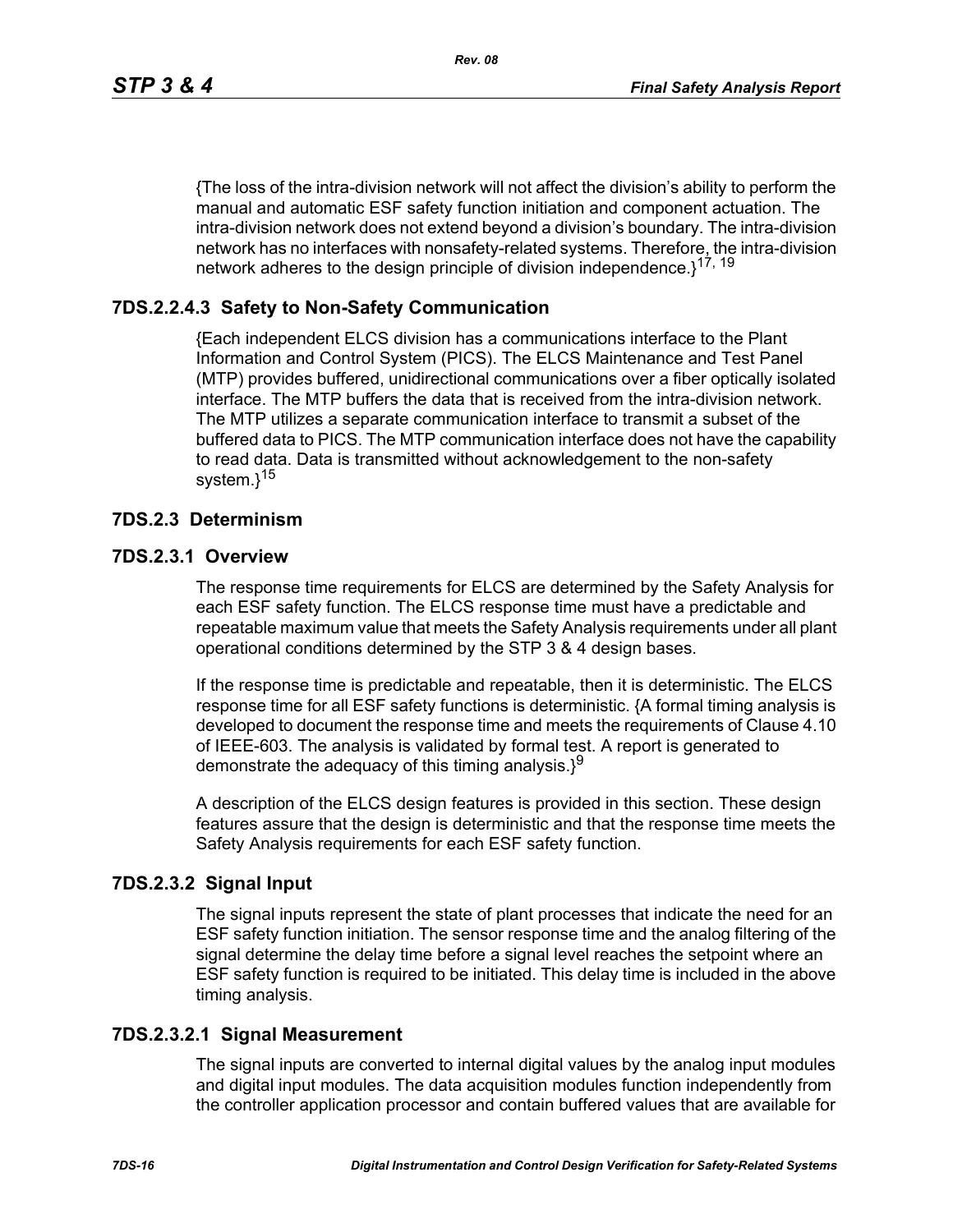{The loss of the intra-division network will not affect the division's ability to perform the manual and automatic ESF safety function initiation and component actuation. The intra-division network does not extend beyond a division's boundary. The intra-division network has no interfaces with nonsafety-related systems. Therefore, the intra-division network adheres to the design principle of division independence.}[17, 19]

### 7DS.2.2.4.3 Safety to Non-Safety Communication

{Each independent ELCS division has a communications interface to the Plant Information and Control System (PICS). The ELCS Maintenance and Test Panel (MTP) provides buffered, unidirectional communications over a fiber optically isolated interface. The MTP buffers the data that is received from the intra-division network. The MTP utilizes a separate communication interface to transmit a subset of the buffered data to PICS. The MTP communication interface does not have the capability to read data. Data is transmitted without acknowledgement to the non-safety system.}[15]

## 7DS.2.3 Determinism

### 7DS.2.3.1 Overview

The response time requirements for ELCS are determined by the Safety Analysis for each ESF safety function. The ELCS response time must have a predictable and repeatable maximum value that meets the Safety Analysis requirements under all plant operational conditions determined by the STP 3 & 4 design bases.

If the response time is predictable and repeatable, then it is deterministic. The ELCS response time for all ESF safety functions is deterministic. {A formal timing analysis is developed to document the response time and meets the requirements of Clause 4.10 of IEEE-603. The analysis is validated by formal test. A report is generated to demonstrate the adequacy of this timing analysis.}[9]

A description of the ELCS design features is provided in this section. These design features assure that the design is deterministic and that the response time meets the Safety Analysis requirements for each ESF safety function.

### 7DS.2.3.2 Signal Input

The signal inputs represent the state of plant processes that indicate the need for an ESF safety function initiation. The sensor response time and the analog filtering of the signal determine the delay time before a signal level reaches the setpoint where an ESF safety function is required to be initiated. This delay time is included in the above timing analysis.

### 7DS.2.3.2.1 Signal Measurement

The signal inputs are converted to internal digital values by the analog input modules and digital input modules. The data acquisition modules function independently from the controller application processor and contain buffered values that are available for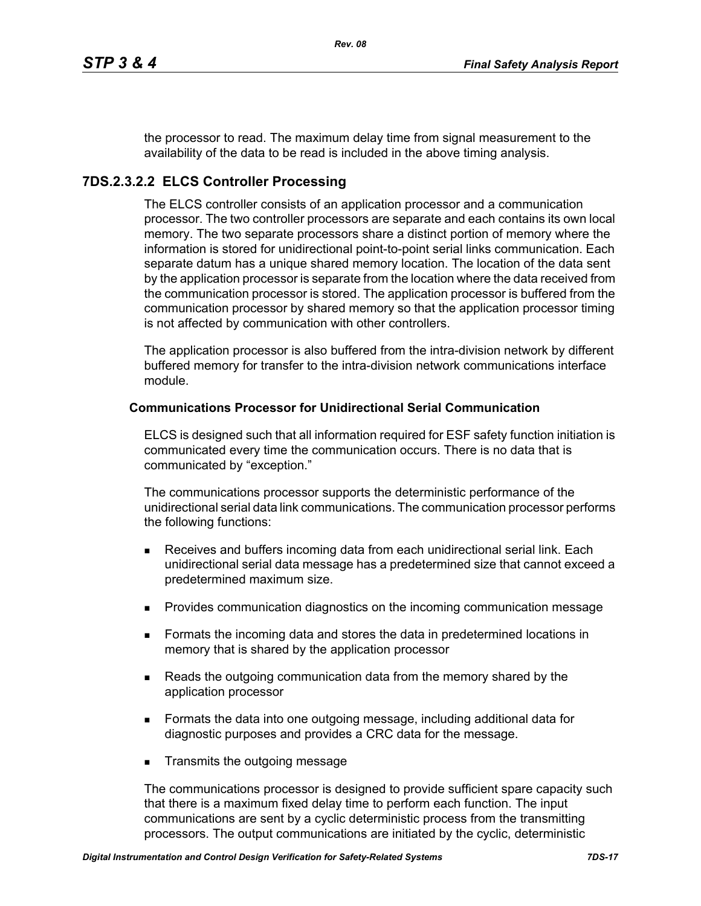the processor to read. The maximum delay time from signal measurement to the availability of the data to be read is included in the above timing analysis.

### 7DS.2.3.2.2 ELCS Controller Processing

The ELCS controller consists of an application processor and a communication processor. The two controller processors are separate and each contains its own local memory. The two separate processors share a distinct portion of memory where the information is stored for unidirectional point-to-point serial links communication. Each separate datum has a unique shared memory location. The location of the data sent by the application processor is separate from the location where the data received from the communication processor is stored. The application processor is buffered from the communication processor by shared memory so that the application processor timing is not affected by communication with other controllers.

The application processor is also buffered from the intra-division network by different buffered memory for transfer to the intra-division network communications interface module.

**Communications Processor for Unidirectional Serial Communication**

ELCS is designed such that all information required for ESF safety function initiation is communicated every time the communication occurs. There is no data that is communicated by "exception."

The communications processor supports the deterministic performance of the unidirectional serial data link communications. The communication processor performs the following functions:

- Receives and buffers incoming data from each unidirectional serial link. Each unidirectional serial data message has a predetermined size that cannot exceed a predetermined maximum size.
- Provides communication diagnostics on the incoming communication message
- Formats the incoming data and stores the data in predetermined locations in memory that is shared by the application processor
- Reads the outgoing communication data from the memory shared by the application processor
- Formats the data into one outgoing message, including additional data for diagnostic purposes and provides a CRC data for the message.
- Transmits the outgoing message

The communications processor is designed to provide sufficient spare capacity such that there is a maximum fixed delay time to perform each function. The input communications are sent by a cyclic deterministic process from the transmitting processors. The output communications are initiated by the cyclic, deterministic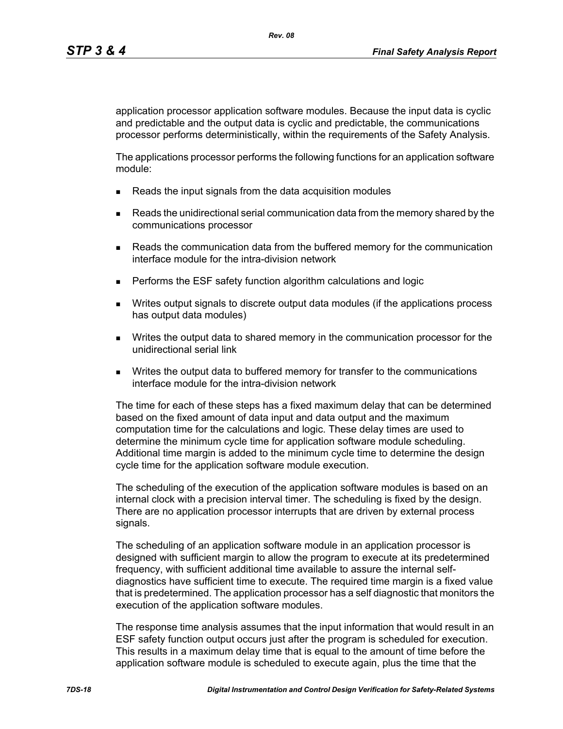application processor application software modules. Because the input data is cyclic and predictable and the output data is cyclic and predictable, the communications processor performs deterministically, within the requirements of the Safety Analysis.

The applications processor performs the following functions for an application software module:

- Reads the input signals from the data acquisition modules
- Reads the unidirectional serial communication data from the memory shared by the communications processor
- Reads the communication data from the buffered memory for the communication interface module for the intra-division network
- Performs the ESF safety function algorithm calculations and logic
- Writes output signals to discrete output data modules (if the applications process has output data modules)
- Writes the output data to shared memory in the communication processor for the unidirectional serial link
- Writes the output data to buffered memory for transfer to the communications interface module for the intra-division network

The time for each of these steps has a fixed maximum delay that can be determined based on the fixed amount of data input and data output and the maximum computation time for the calculations and logic. These delay times are used to determine the minimum cycle time for application software module scheduling. Additional time margin is added to the minimum cycle time to determine the design cycle time for the application software module execution.

The scheduling of the execution of the application software modules is based on an internal clock with a precision interval timer. The scheduling is fixed by the design. There are no application processor interrupts that are driven by external process signals.

The scheduling of an application software module in an application processor is designed with sufficient margin to allow the program to execute at its predetermined frequency, with sufficient additional time available to assure the internal self-diagnostics have sufficient time to execute. The required time margin is a fixed value that is predetermined. The application processor has a self diagnostic that monitors the execution of the application software modules.

The response time analysis assumes that the input information that would result in an ESF safety function output occurs just after the program is scheduled for execution. This results in a maximum delay time that is equal to the amount of time before the application software module is scheduled to execute again, plus the time that the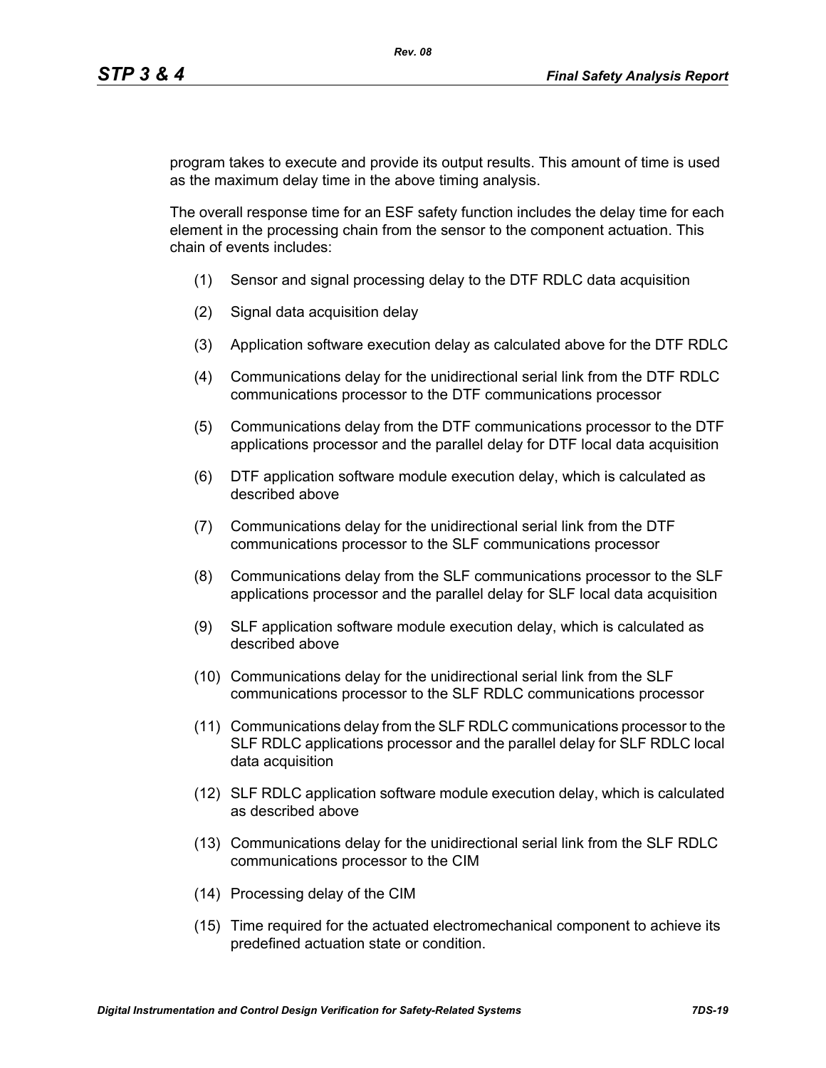program takes to execute and provide its output results. This amount of time is used as the maximum delay time in the above timing analysis.

The overall response time for an ESF safety function includes the delay time for each element in the processing chain from the sensor to the component actuation. This chain of events includes:

(1) Sensor and signal processing delay to the DTF RDLC data acquisition

(2) Signal data acquisition delay

(3) Application software execution delay as calculated above for the DTF RDLC

(4) Communications delay for the unidirectional serial link from the DTF RDLC communications processor to the DTF communications processor

(5) Communications delay from the DTF communications processor to the DTF applications processor and the parallel delay for DTF local data acquisition

(6) DTF application software module execution delay, which is calculated as described above

(7) Communications delay for the unidirectional serial link from the DTF communications processor to the SLF communications processor

(8) Communications delay from the SLF communications processor to the SLF applications processor and the parallel delay for SLF local data acquisition

(9) SLF application software module execution delay, which is calculated as described above

(10) Communications delay for the unidirectional serial link from the SLF communications processor to the SLF RDLC communications processor

(11) Communications delay from the SLF RDLC communications processor to the SLF RDLC applications processor and the parallel delay for SLF RDLC local data acquisition

(12) SLF RDLC application software module execution delay, which is calculated as described above

(13) Communications delay for the unidirectional serial link from the SLF RDLC communications processor to the CIM

(14) Processing delay of the CIM

(15) Time required for the actuated electromechanical component to achieve its predefined actuation state or condition.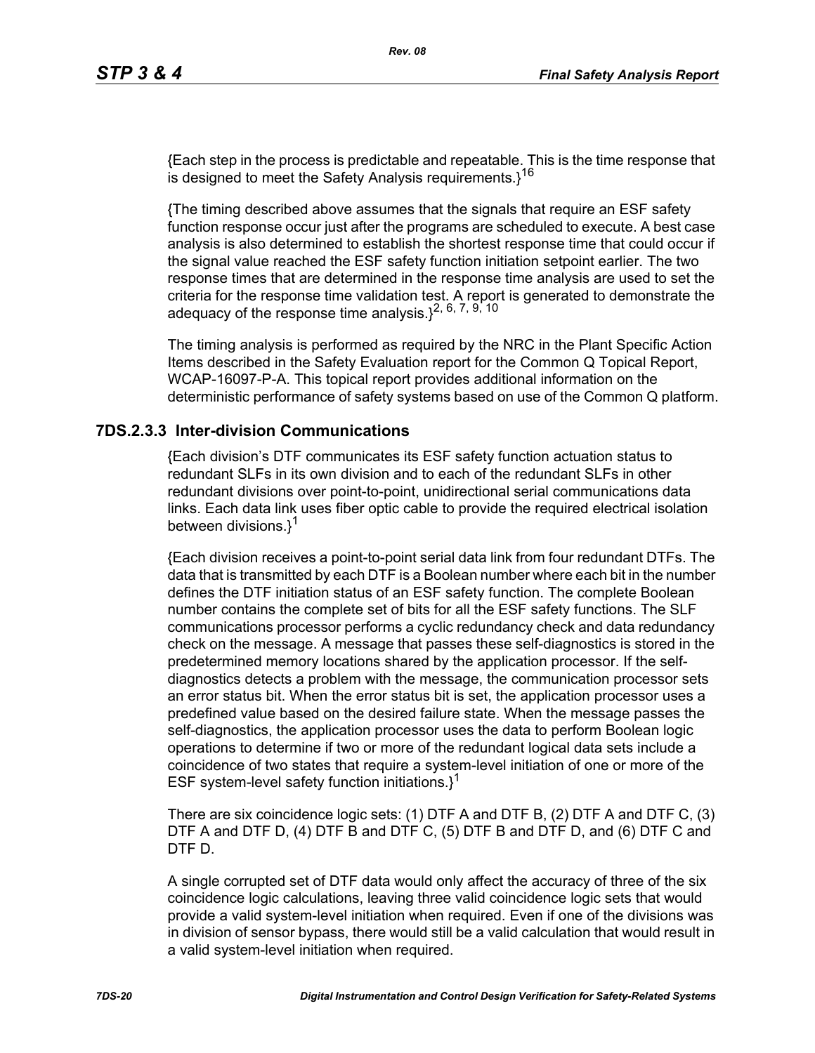{Each step in the process is predictable and repeatable. This is the time response that is designed to meet the Safety Analysis requirements.}[16]

{The timing described above assumes that the signals that require an ESF safety function response occur just after the programs are scheduled to execute. A best case analysis is also determined to establish the shortest response time that could occur if the signal value reached the ESF safety function initiation setpoint earlier. The two response times that are determined in the response time analysis are used to set the criteria for the response time validation test. A report is generated to demonstrate the adequacy of the response time analysis.}[2, 6, 7, 9, 10]

The timing analysis is performed as required by the NRC in the Plant Specific Action Items described in the Safety Evaluation report for the Common Q Topical Report, WCAP-16097-P-A. This topical report provides additional information on the deterministic performance of safety systems based on use of the Common Q platform.

### 7DS.2.3.3 Inter-division Communications

{Each division's DTF communicates its ESF safety function actuation status to redundant SLFs in its own division and to each of the redundant SLFs in other redundant divisions over point-to-point, unidirectional serial communications data links. Each data link uses fiber optic cable to provide the required electrical isolation between divisions.}[1]

{Each division receives a point-to-point serial data link from four redundant DTFs. The data that is transmitted by each DTF is a Boolean number where each bit in the number defines the DTF initiation status of an ESF safety function. The complete Boolean number contains the complete set of bits for all the ESF safety functions. The SLF communications processor performs a cyclic redundancy check and data redundancy check on the message. A message that passes these self-diagnostics is stored in the predetermined memory locations shared by the application processor. If the self-diagnostics detects a problem with the message, the communication processor sets an error status bit. When the error status bit is set, the application processor uses a predefined value based on the desired failure state. When the message passes the self-diagnostics, the application processor uses the data to perform Boolean logic operations to determine if two or more of the redundant logical data sets include a coincidence of two states that require a system-level initiation of one or more of the ESF system-level safety function initiations.}[1]

There are six coincidence logic sets: (1) DTF A and DTF B, (2) DTF A and DTF C, (3) DTF A and DTF D, (4) DTF B and DTF C, (5) DTF B and DTF D, and (6) DTF C and DTF D.

A single corrupted set of DTF data would only affect the accuracy of three of the six coincidence logic calculations, leaving three valid coincidence logic sets that would provide a valid system-level initiation when required. Even if one of the divisions was in division of sensor bypass, there would still be a valid calculation that would result in a valid system-level initiation when required.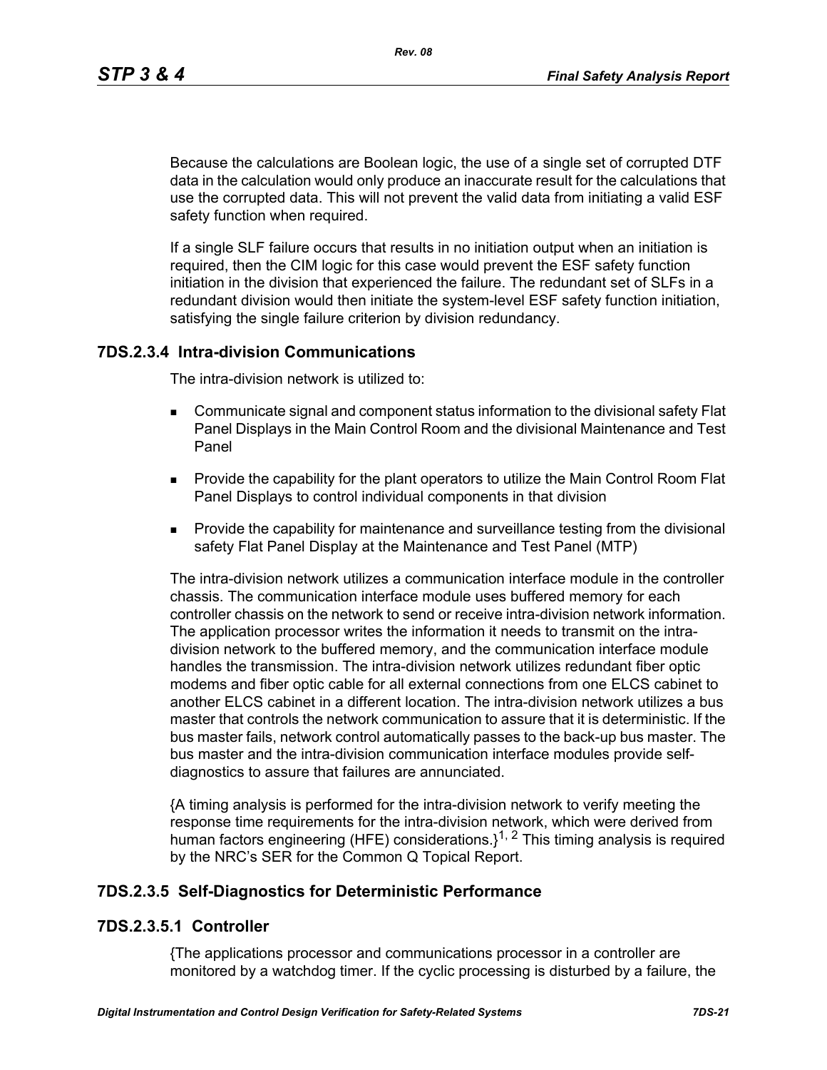Because the calculations are Boolean logic, the use of a single set of corrupted DTF data in the calculation would only produce an inaccurate result for the calculations that use the corrupted data. This will not prevent the valid data from initiating a valid ESF safety function when required.

If a single SLF failure occurs that results in no initiation output when an initiation is required, then the CIM logic for this case would prevent the ESF safety function initiation in the division that experienced the failure. The redundant set of SLFs in a redundant division would then initiate the system-level ESF safety function initiation, satisfying the single failure criterion by division redundancy.

### 7DS.2.3.4 Intra-division Communications

The intra-division network is utilized to:

- Communicate signal and component status information to the divisional safety Flat Panel Displays in the Main Control Room and the divisional Maintenance and Test Panel
- Provide the capability for the plant operators to utilize the Main Control Room Flat Panel Displays to control individual components in that division
- Provide the capability for maintenance and surveillance testing from the divisional safety Flat Panel Display at the Maintenance and Test Panel (MTP)

The intra-division network utilizes a communication interface module in the controller chassis. The communication interface module uses buffered memory for each controller chassis on the network to send or receive intra-division network information. The application processor writes the information it needs to transmit on the intra-division network to the buffered memory, and the communication interface module handles the transmission. The intra-division network utilizes redundant fiber optic modems and fiber optic cable for all external connections from one ELCS cabinet to another ELCS cabinet in a different location. The intra-division network utilizes a bus master that controls the network communication to assure that it is deterministic. If the bus master fails, network control automatically passes to the back-up bus master. The bus master and the intra-division communication interface modules provide self-diagnostics to assure that failures are annunciated.

{A timing analysis is performed for the intra-division network to verify meeting the response time requirements for the intra-division network, which were derived from human factors engineering (HFE) considerations.}[1, 2] This timing analysis is required by the NRC's SER for the Common Q Topical Report.

### 7DS.2.3.5 Self-Diagnostics for Deterministic Performance

#### 7DS.2.3.5.1 Controller

{The applications processor and communications processor in a controller are monitored by a watchdog timer. If the cyclic processing is disturbed by a failure, the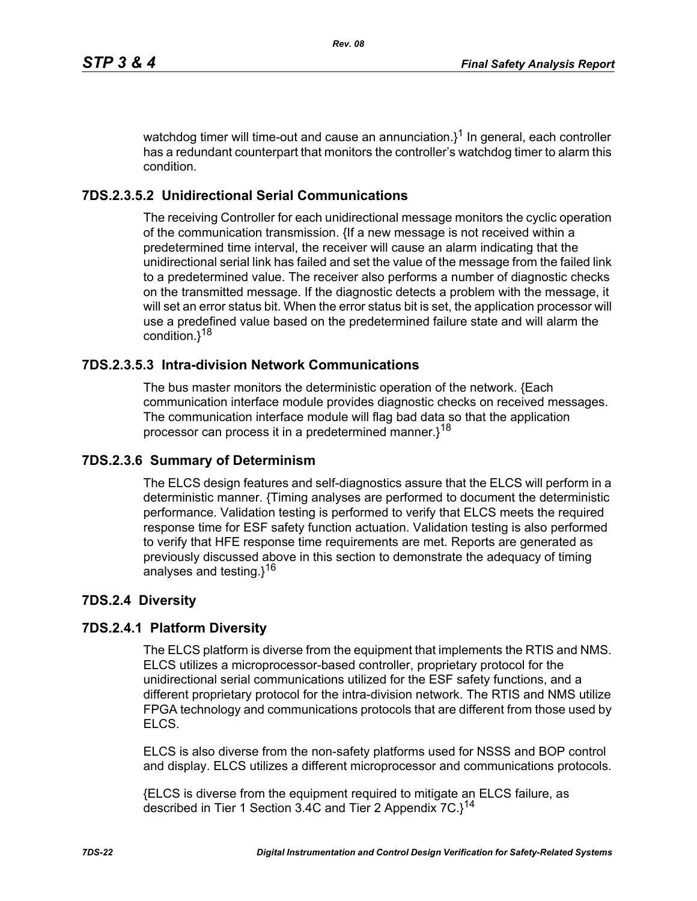watchdog timer will time-out and cause an annunciation.}[1] In general, each controller has a redundant counterpart that monitors the controller's watchdog timer to alarm this condition.

#### 7DS.2.3.5.2 Unidirectional Serial Communications

The receiving Controller for each unidirectional message monitors the cyclic operation of the communication transmission. {If a new message is not received within a predetermined time interval, the receiver will cause an alarm indicating that the unidirectional serial link has failed and set the value of the message from the failed link to a predetermined value. The receiver also performs a number of diagnostic checks on the transmitted message. If the diagnostic detects a problem with the message, it will set an error status bit. When the error status bit is set, the application processor will use a predefined value based on the predetermined failure state and will alarm the condition.}[18]

#### 7DS.2.3.5.3 Intra-division Network Communications

The bus master monitors the deterministic operation of the network. {Each communication interface module provides diagnostic checks on received messages. The communication interface module will flag bad data so that the application processor can process it in a predetermined manner.}[18]

### 7DS.2.3.6 Summary of Determinism

The ELCS design features and self-diagnostics assure that the ELCS will perform in a deterministic manner. {Timing analyses are performed to document the deterministic performance. Validation testing is performed to verify that ELCS meets the required response time for ESF safety function actuation. Validation testing is also performed to verify that HFE response time requirements are met. Reports are generated as previously discussed above in this section to demonstrate the adequacy of timing analyses and testing.}[16]

## 7DS.2.4 Diversity

### 7DS.2.4.1 Platform Diversity

The ELCS platform is diverse from the equipment that implements the RTIS and NMS. ELCS utilizes a microprocessor-based controller, proprietary protocol for the unidirectional serial communications utilized for the ESF safety functions, and a different proprietary protocol for the intra-division network. The RTIS and NMS utilize FPGA technology and communications protocols that are different from those used by ELCS.

ELCS is also diverse from the non-safety platforms used for NSSS and BOP control and display. ELCS utilizes a different microprocessor and communications protocols.

{ELCS is diverse from the equipment required to mitigate an ELCS failure, as described in Tier 1 Section 3.4C and Tier 2 Appendix 7C.}[14]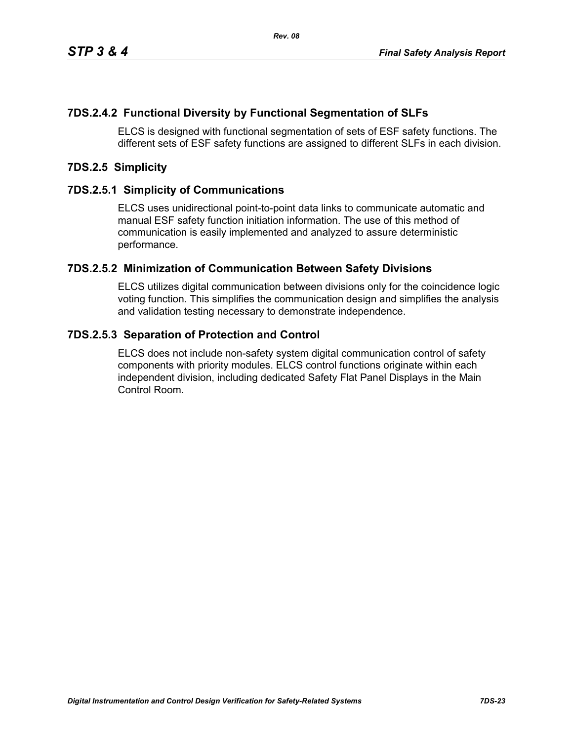### 7DS.2.4.2 Functional Diversity by Functional Segmentation of SLFs

ELCS is designed with functional segmentation of sets of ESF safety functions. The different sets of ESF safety functions are assigned to different SLFs in each division.

## 7DS.2.5 Simplicity

### 7DS.2.5.1 Simplicity of Communications

ELCS uses unidirectional point-to-point data links to communicate automatic and manual ESF safety function initiation information. The use of this method of communication is easily implemented and analyzed to assure deterministic performance.

### 7DS.2.5.2 Minimization of Communication Between Safety Divisions

ELCS utilizes digital communication between divisions only for the coincidence logic voting function. This simplifies the communication design and simplifies the analysis and validation testing necessary to demonstrate independence.

### 7DS.2.5.3 Separation of Protection and Control

ELCS does not include non-safety system digital communication control of safety components with priority modules. ELCS control functions originate within each independent division, including dedicated Safety Flat Panel Displays in the Main Control Room.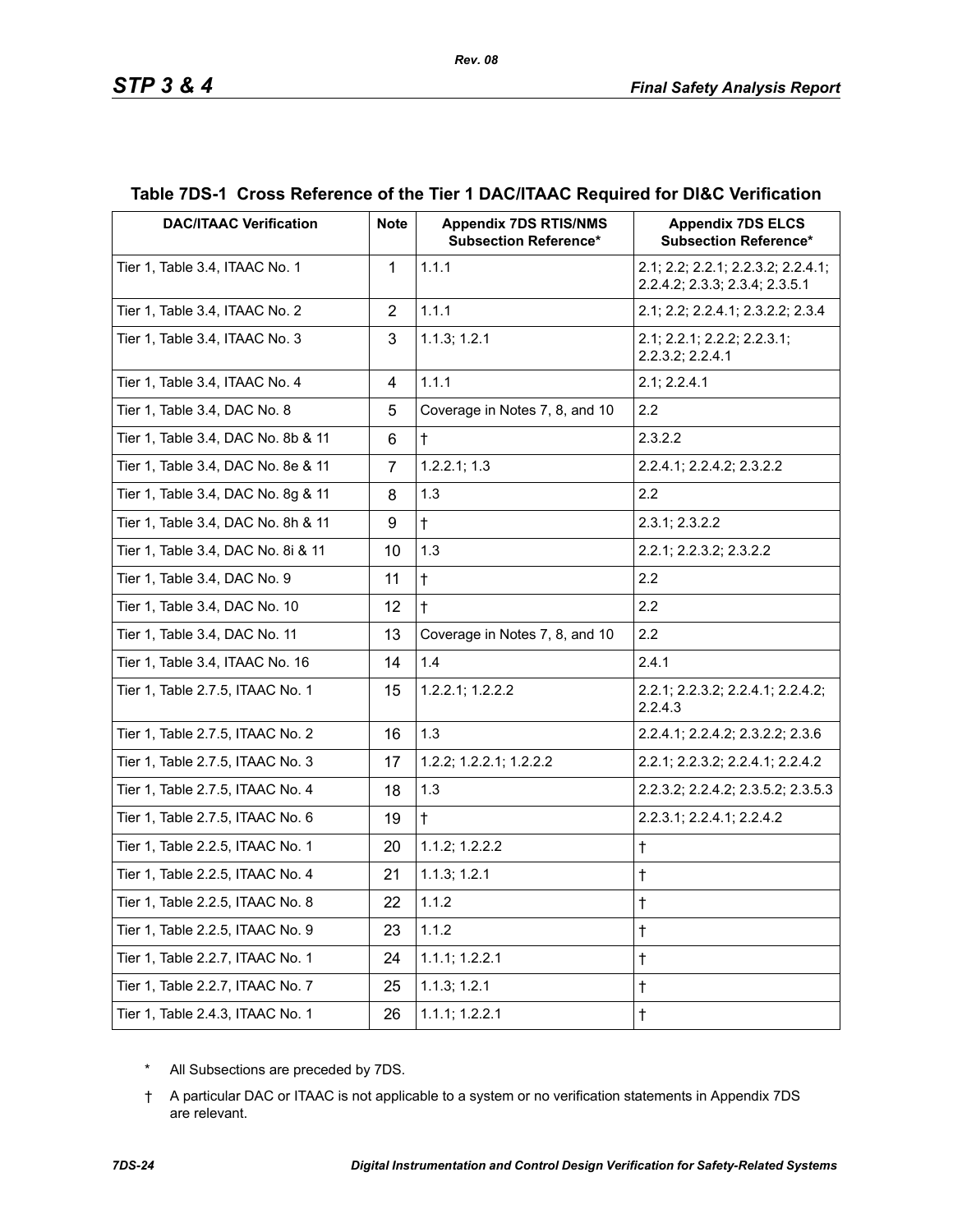## Table 7DS-1 Cross Reference of the Tier 1 DAC/ITAAC Required for DI&C Verification

| DAC/ITAAC Verification | Note | Appendix 7DS RTIS/NMS Subsection Reference* | Appendix 7DS ELCS Subsection Reference* |
|---|---|---|---|
| Tier 1, Table 3.4, ITAAC No. 1 | 1 | 1.1.1 | 2.1; 2.2; 2.2.1; 2.2.3.2; 2.2.4.1; 2.2.4.2; 2.3.3; 2.3.4; 2.3.5.1 |
| Tier 1, Table 3.4, ITAAC No. 2 | 2 | 1.1.1 | 2.1; 2.2; 2.2.4.1; 2.3.2.2; 2.3.4 |
| Tier 1, Table 3.4, ITAAC No. 3 | 3 | 1.1.3; 1.2.1 | 2.1; 2.2.1; 2.2.2; 2.2.3.1; 2.2.3.2; 2.2.4.1 |
| Tier 1, Table 3.4, ITAAC No. 4 | 4 | 1.1.1 | 2.1; 2.2.4.1 |
| Tier 1, Table 3.4, DAC No. 8 | 5 | Coverage in Notes 7, 8, and 10 | 2.2 |
| Tier 1, Table 3.4, DAC No. 8b & 11 | 6 | † | 2.3.2.2 |
| Tier 1, Table 3.4, DAC No. 8e & 11 | 7 | 1.2.2.1; 1.3 | 2.2.4.1; 2.2.4.2; 2.3.2.2 |
| Tier 1, Table 3.4, DAC No. 8g & 11 | 8 | 1.3 | 2.2 |
| Tier 1, Table 3.4, DAC No. 8h & 11 | 9 | † | 2.3.1; 2.3.2.2 |
| Tier 1, Table 3.4, DAC No. 8i & 11 | 10 | 1.3 | 2.2.1; 2.2.3.2; 2.3.2.2 |
| Tier 1, Table 3.4, DAC No. 9 | 11 | † | 2.2 |
| Tier 1, Table 3.4, DAC No. 10 | 12 | † | 2.2 |
| Tier 1, Table 3.4, DAC No. 11 | 13 | Coverage in Notes 7, 8, and 10 | 2.2 |
| Tier 1, Table 3.4, ITAAC No. 16 | 14 | 1.4 | 2.4.1 |
| Tier 1, Table 2.7.5, ITAAC No. 1 | 15 | 1.2.2.1; 1.2.2.2 | 2.2.1; 2.2.3.2; 2.2.4.1; 2.2.4.2; 2.2.4.3 |
| Tier 1, Table 2.7.5, ITAAC No. 2 | 16 | 1.3 | 2.2.4.1; 2.2.4.2; 2.3.2.2; 2.3.6 |
| Tier 1, Table 2.7.5, ITAAC No. 3 | 17 | 1.2.2; 1.2.2.1; 1.2.2.2 | 2.2.1; 2.2.3.2; 2.2.4.1; 2.2.4.2 |
| Tier 1, Table 2.7.5, ITAAC No. 4 | 18 | 1.3 | 2.2.3.2; 2.2.4.2; 2.3.5.2; 2.3.5.3 |
| Tier 1, Table 2.7.5, ITAAC No. 6 | 19 | † | 2.2.3.1; 2.2.4.1; 2.2.4.2 |
| Tier 1, Table 2.2.5, ITAAC No. 1 | 20 | 1.1.2; 1.2.2.2 | † |
| Tier 1, Table 2.2.5, ITAAC No. 4 | 21 | 1.1.3; 1.2.1 | † |
| Tier 1, Table 2.2.5, ITAAC No. 8 | 22 | 1.1.2 | † |
| Tier 1, Table 2.2.5, ITAAC No. 9 | 23 | 1.1.2 | † |
| Tier 1, Table 2.2.7, ITAAC No. 1 | 24 | 1.1.1; 1.2.2.1 | † |
| Tier 1, Table 2.2.7, ITAAC No. 7 | 25 | 1.1.3; 1.2.1 | † |
| Tier 1, Table 2.4.3, ITAAC No. 1 | 26 | 1.1.1; 1.2.2.1 | † |

\* All Subsections are preceded by 7DS.

† A particular DAC or ITAAC is not applicable to a system or no verification statements in Appendix 7DS are relevant.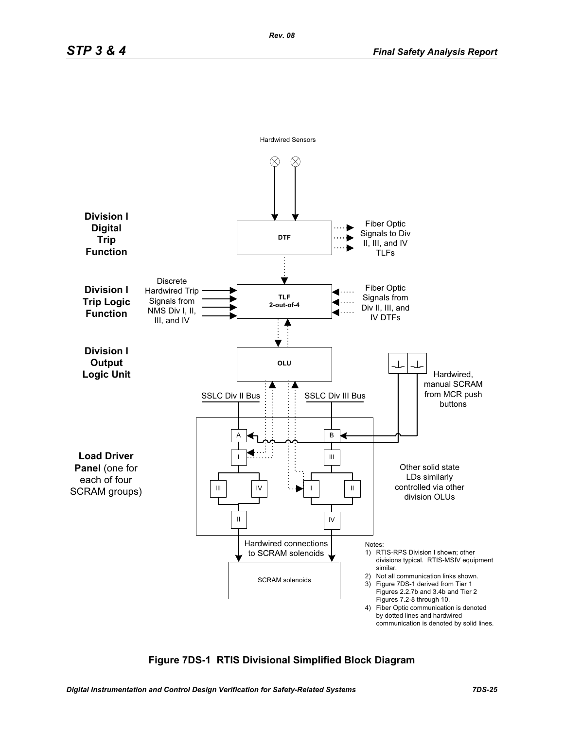Hardwired Sensors

**Division I Digital Trip Function**

DTF

Fiber Optic Signals to Div II, III, and IV TLFs

**Division I Trip Logic Function**

Discrete Hardwired Trip Signals from NMS Div I, II, III, and IV

TLF 2-out-of-4

Fiber Optic Signals from Div II, III, and IV DTFs

**Division I Output Logic Unit**

OLU

Hardwired, manual SCRAM from MCR push buttons

SSLC Div II Bus

SSLC Div III Bus

**Load Driver Panel** (one for each of four SCRAM groups)

A

B

I

III

III

IV

I

II

II

IV

Other solid state LDs similarly controlled via other division OLUs

Hardwired connections to SCRAM solenoids

SCRAM solenoids

Notes:

1) RTIS-RPS Division I shown; other divisions typical. RTIS-MSIV equipment similar.
2) Not all communication links shown.
3) Figure 7DS-1 derived from Tier 1 Figures 2.2.7b and 3.4b and Tier 2 Figures 7.2-8 through 10.
4) Fiber Optic communication is denoted by dotted lines and hardwired communication is denoted by solid lines.

**Figure 7DS-1 RTIS Divisional Simplified Block Diagram**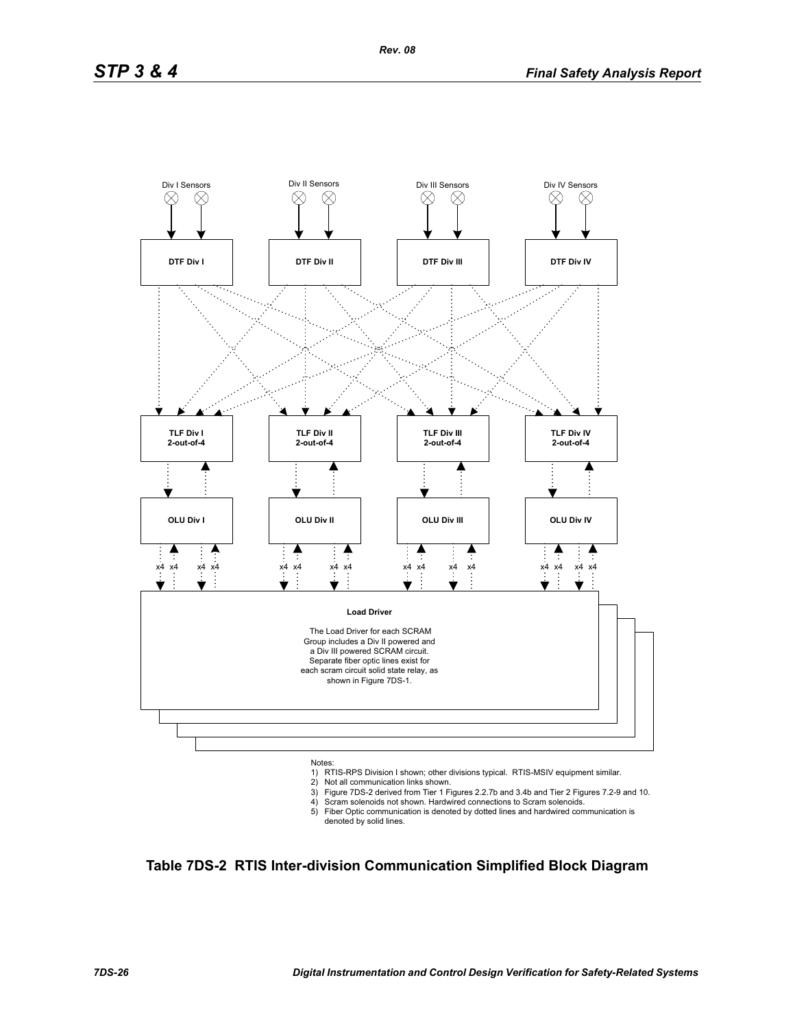Div I Sensors

Div II Sensors

Div III Sensors

Div IV Sensors

DTF Div I

DTF Div II

DTF Div III

DTF Div IV

TLF Div I
2-out-of-4

TLF Div II
2-out-of-4

TLF Div III
2-out-of-4

TLF Div IV
2-out-of-4

OLU Div I

OLU Div II

OLU Div III

OLU Div IV

x4 x4 x4 x4 x4 x4 x4 x4 x4 x4 x4 x4 x4 x4 x4 x4

**Load Driver**

The Load Driver for each SCRAM Group includes a Div II powered and a Div III powered SCRAM circuit. Separate fiber optic lines exist for each scram circuit solid state relay, as shown in Figure 7DS-1.

Notes:

1) RTIS-RPS Division I shown; other divisions typical. RTIS-MSIV equipment similar.
2) Not all communication links shown.
3) Figure 7DS-2 derived from Tier 1 Figures 2.2.7b and 3.4b and Tier 2 Figures 7.2-9 and 10.
4) Scram solenoids not shown. Hardwired connections to Scram solenoids.
5) Fiber Optic communication is denoted by dotted lines and hardwired communication is denoted by solid lines.

**Table 7DS-2 RTIS Inter-division Communication Simplified Block Diagram**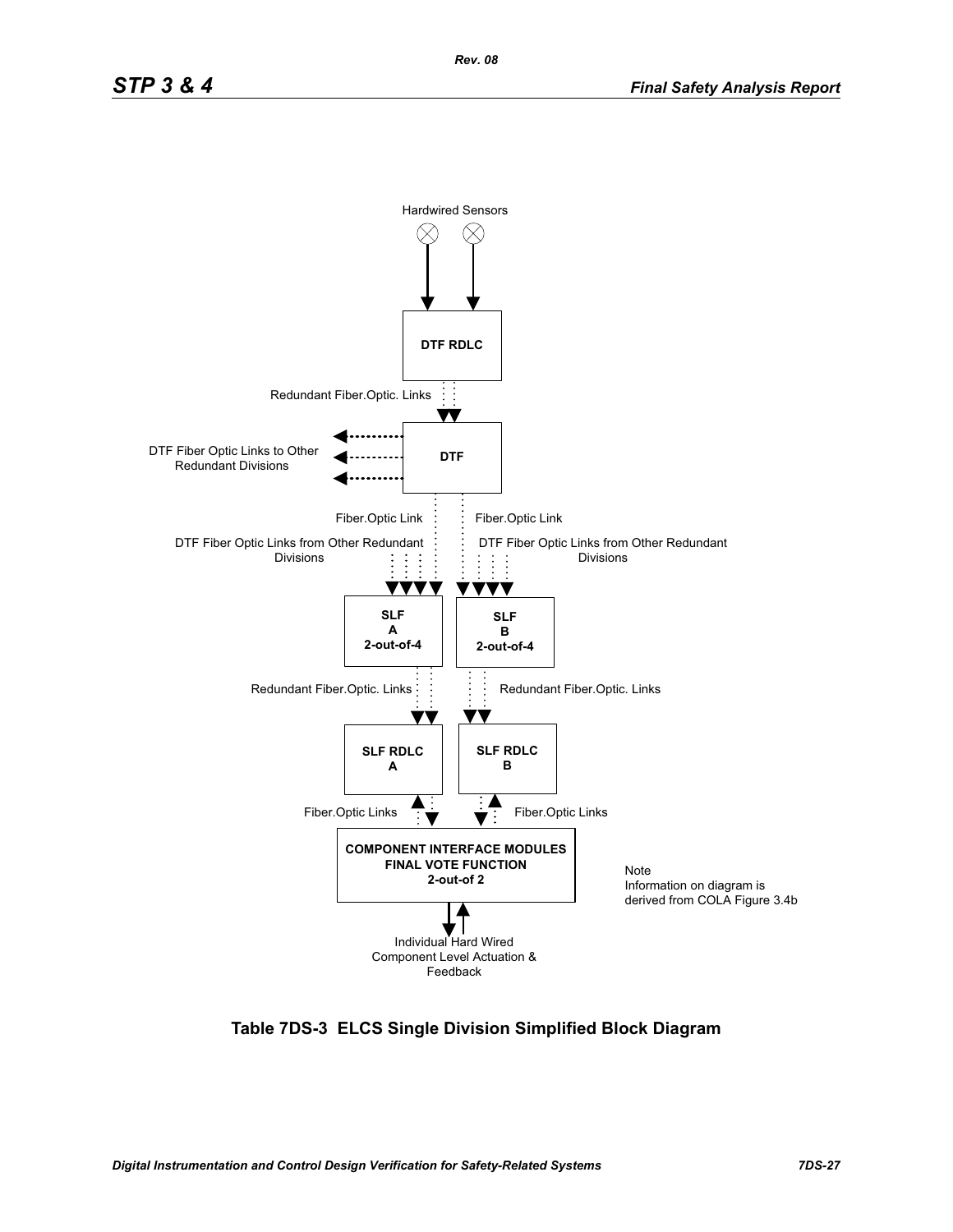Hardwired Sensors

DTF RDLC

Redundant Fiber.Optic. Links

DTF

DTF Fiber Optic Links to Other Redundant Divisions

Fiber.Optic Link

Fiber.Optic Link

DTF Fiber Optic Links from Other Redundant Divisions

DTF Fiber Optic Links from Other Redundant Divisions

**SLF A 2-out-of-4**

**SLF B 2-out-of-4**

Redundant Fiber.Optic. Links

Redundant Fiber.Optic. Links

**SLF RDLC A**

**SLF RDLC B**

Fiber.Optic Links

Fiber.Optic Links

**COMPONENT INTERFACE MODULES FINAL VOTE FUNCTION 2-out-of 2**

Note
Information on diagram is derived from COLA Figure 3.4b

Individual Hard Wired Component Level Actuation & Feedback

**Table 7DS-3 ELCS Single Division Simplified Block Diagram**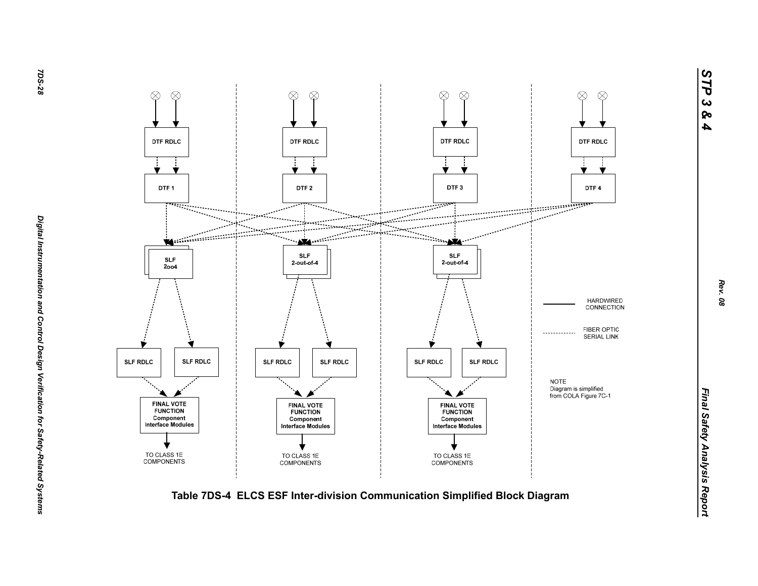DTF RDLC

DTF RDLC

DTF RDLC

DTF RDLC

DTF 1

DTF 2

DTF 3

DTF 4

SLF 2oo4

SLF 2-out-of-4

SLF 2-out-of-4

SLF RDLC

SLF RDLC

SLF RDLC

SLF RDLC

SLF RDLC

SLF RDLC

FINAL VOTE FUNCTION Component Interface Modules

FINAL VOTE FUNCTION Component Interface Modules

FINAL VOTE FUNCTION Component Interface Modules

TO CLASS 1E COMPONENTS

TO CLASS 1E COMPONENTS

TO CLASS 1E COMPONENTS

HARDWIRED CONNECTION

FIBER OPTIC SERIAL LINK

NOTE
Diagram is simplified from COLA Figure 7C-1

**Table 7DS-4 ELCS ESF Inter-division Communication Simplified Block Diagram**